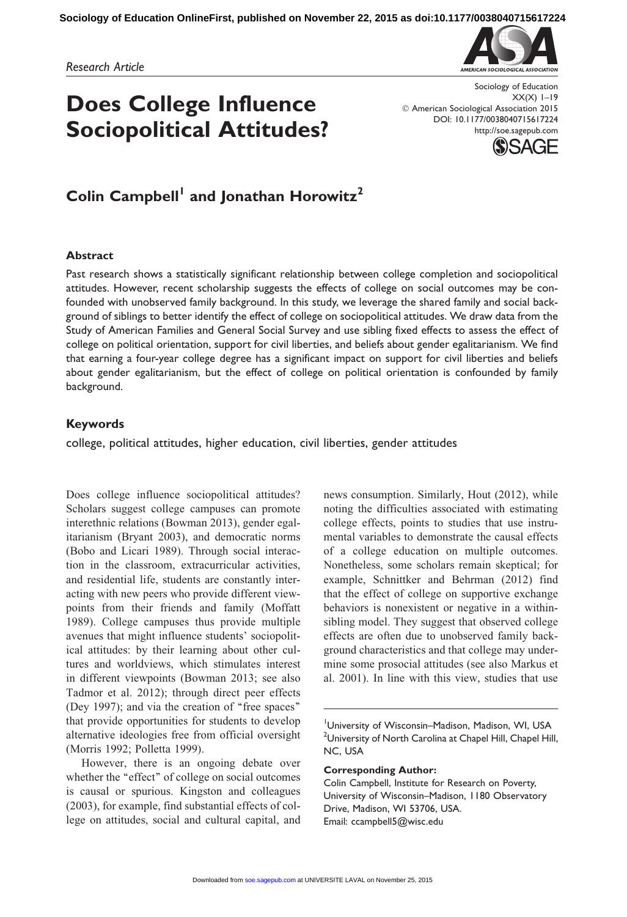*Research Article*

# Does College Influence Sociopolitical Attitudes?

## Colin Campbell[1] and Jonathan Horowitz[2]

### Abstract

Past research shows a statistically significant relationship between college completion and sociopolitical attitudes. However, recent scholarship suggests the effects of college on social outcomes may be confounded with unobserved family background. In this study, we leverage the shared family and social background of siblings to better identify the effect of college on sociopolitical attitudes. We draw data from the Study of American Families and General Social Survey and use sibling fixed effects to assess the effect of college on political orientation, support for civil liberties, and beliefs about gender egalitarianism. We find that earning a four-year college degree has a significant impact on support for civil liberties and beliefs about gender egalitarianism, but the effect of college on political orientation is confounded by family background.

### Keywords

college, political attitudes, higher education, civil liberties, gender attitudes

Does college influence sociopolitical attitudes? Scholars suggest college campuses can promote interethnic relations (Bowman 2013), gender egalitarianism (Bryant 2003), and democratic norms (Bobo and Licari 1989). Through social interaction in the classroom, extracurricular activities, and residential life, students are constantly interacting with new peers who provide different viewpoints from their friends and family (Moffatt 1989). College campuses thus provide multiple avenues that might influence students' sociopolitical attitudes: by their learning about other cultures and worldviews, which stimulates interest in different viewpoints (Bowman 2013; see also Tadmor et al. 2012); through direct peer effects (Dey 1997); and via the creation of "free spaces" that provide opportunities for students to develop alternative ideologies free from official oversight (Morris 1992; Polletta 1999).

However, there is an ongoing debate over whether the "effect" of college on social outcomes is causal or spurious. Kingston and colleagues (2003), for example, find substantial effects of college on attitudes, social and cultural capital, and news consumption. Similarly, Hout (2012), while noting the difficulties associated with estimating college effects, points to studies that use instrumental variables to demonstrate the causal effects of a college education on multiple outcomes. Nonetheless, some scholars remain skeptical; for example, Schnittker and Behrman (2012) find that the effect of college on supportive exchange behaviors is nonexistent or negative in a within-sibling model. They suggest that observed college effects are often due to unobserved family background characteristics and that college may undermine some prosocial attitudes (see also Markus et al. 2001). In line with this view, studies that use

---

[1]University of Wisconsin–Madison, Madison, WI, USA
[2]University of North Carolina at Chapel Hill, Chapel Hill, NC, USA

**Corresponding Author:**
Colin Campbell, Institute for Research on Poverty, University of Wisconsin–Madison, 1180 Observatory Drive, Madison, WI 53706, USA.
Email: ccampbell5@wisc.edu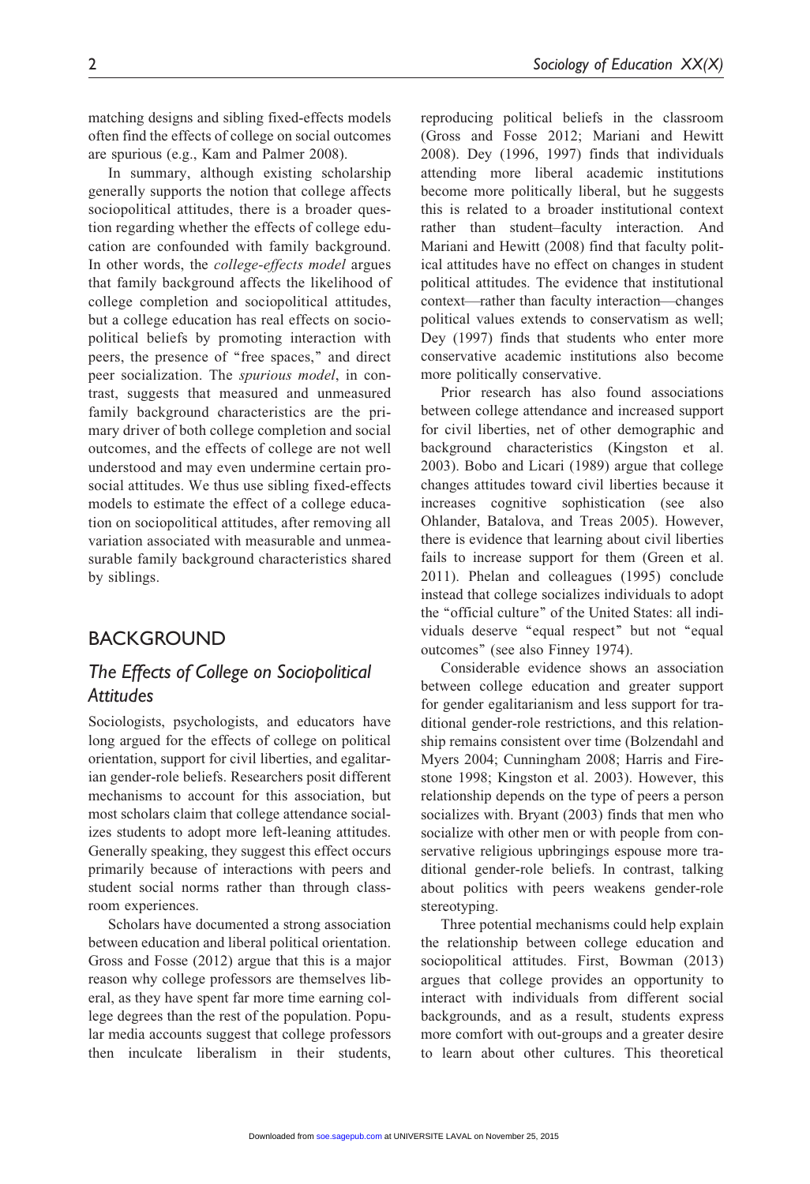matching designs and sibling fixed-effects models often find the effects of college on social outcomes are spurious (e.g., Kam and Palmer 2008).

In summary, although existing scholarship generally supports the notion that college affects sociopolitical attitudes, there is a broader question regarding whether the effects of college education are confounded with family background. In other words, the *college-effects model* argues that family background affects the likelihood of college completion and sociopolitical attitudes, but a college education has real effects on sociopolitical beliefs by promoting interaction with peers, the presence of "free spaces," and direct peer socialization. The *spurious model*, in contrast, suggests that measured and unmeasured family background characteristics are the primary driver of both college completion and social outcomes, and the effects of college are not well understood and may even undermine certain prosocial attitudes. We thus use sibling fixed-effects models to estimate the effect of a college education on sociopolitical attitudes, after removing all variation associated with measurable and unmeasurable family background characteristics shared by siblings.

## BACKGROUND

### *The Effects of College on Sociopolitical Attitudes*

Sociologists, psychologists, and educators have long argued for the effects of college on political orientation, support for civil liberties, and egalitarian gender-role beliefs. Researchers posit different mechanisms to account for this association, but most scholars claim that college attendance socializes students to adopt more left-leaning attitudes. Generally speaking, they suggest this effect occurs primarily because of interactions with peers and student social norms rather than through classroom experiences.

Scholars have documented a strong association between education and liberal political orientation. Gross and Fosse (2012) argue that this is a major reason why college professors are themselves liberal, as they have spent far more time earning college degrees than the rest of the population. Popular media accounts suggest that college professors then inculcate liberalism in their students, reproducing political beliefs in the classroom (Gross and Fosse 2012; Mariani and Hewitt 2008). Dey (1996, 1997) finds that individuals attending more liberal academic institutions become more politically liberal, but he suggests this is related to a broader institutional context rather than student–faculty interaction. And Mariani and Hewitt (2008) find that faculty political attitudes have no effect on changes in student political attitudes. The evidence that institutional context—rather than faculty interaction—changes political values extends to conservatism as well; Dey (1997) finds that students who enter more conservative academic institutions also become more politically conservative.

Prior research has also found associations between college attendance and increased support for civil liberties, net of other demographic and background characteristics (Kingston et al. 2003). Bobo and Licari (1989) argue that college changes attitudes toward civil liberties because it increases cognitive sophistication (see also Ohlander, Batalova, and Treas 2005). However, there is evidence that learning about civil liberties fails to increase support for them (Green et al. 2011). Phelan and colleagues (1995) conclude instead that college socializes individuals to adopt the "official culture" of the United States: all individuals deserve "equal respect" but not "equal outcomes" (see also Finney 1974).

Considerable evidence shows an association between college education and greater support for gender egalitarianism and less support for traditional gender-role restrictions, and this relationship remains consistent over time (Bolzendahl and Myers 2004; Cunningham 2008; Harris and Firestone 1998; Kingston et al. 2003). However, this relationship depends on the type of peers a person socializes with. Bryant (2003) finds that men who socialize with other men or with people from conservative religious upbringings espouse more traditional gender-role beliefs. In contrast, talking about politics with peers weakens gender-role stereotyping.

Three potential mechanisms could help explain the relationship between college education and sociopolitical attitudes. First, Bowman (2013) argues that college provides an opportunity to interact with individuals from different social backgrounds, and as a result, students express more comfort with out-groups and a greater desire to learn about other cultures. This theoretical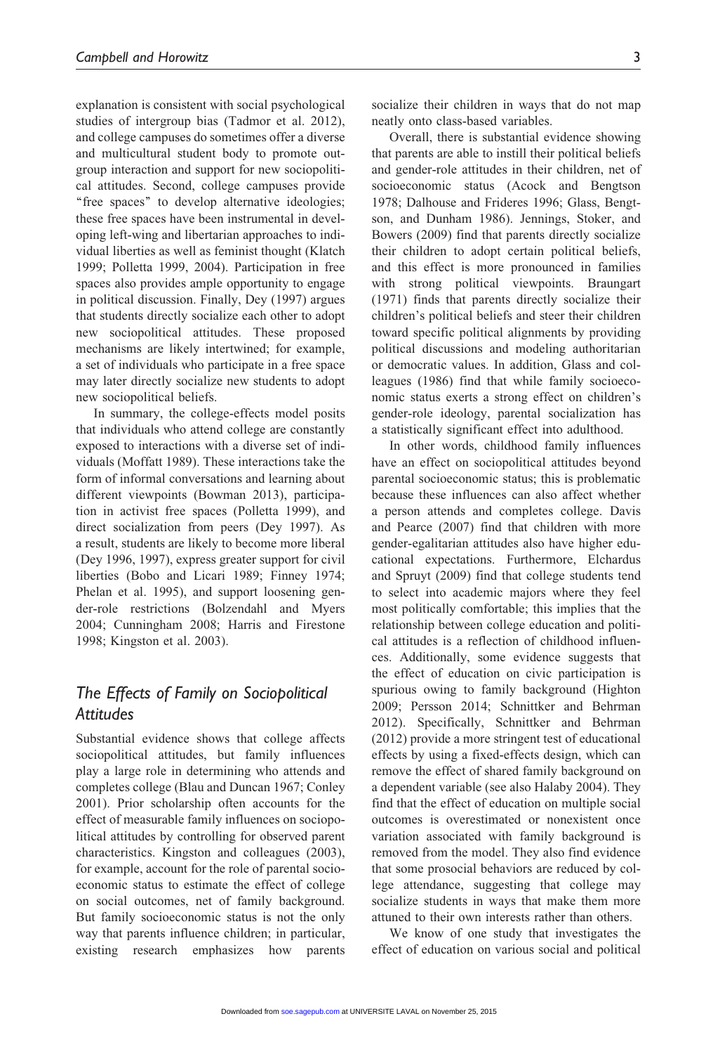explanation is consistent with social psychological studies of intergroup bias (Tadmor et al. 2012), and college campuses do sometimes offer a diverse and multicultural student body to promote outgroup interaction and support for new sociopolitical attitudes. Second, college campuses provide "free spaces" to develop alternative ideologies; these free spaces have been instrumental in developing left-wing and libertarian approaches to individual liberties as well as feminist thought (Klatch 1999; Polletta 1999, 2004). Participation in free spaces also provides ample opportunity to engage in political discussion. Finally, Dey (1997) argues that students directly socialize each other to adopt new sociopolitical attitudes. These proposed mechanisms are likely intertwined; for example, a set of individuals who participate in a free space may later directly socialize new students to adopt new sociopolitical beliefs.

In summary, the college-effects model posits that individuals who attend college are constantly exposed to interactions with a diverse set of individuals (Moffatt 1989). These interactions take the form of informal conversations and learning about different viewpoints (Bowman 2013), participation in activist free spaces (Polletta 1999), and direct socialization from peers (Dey 1997). As a result, students are likely to become more liberal (Dey 1996, 1997), express greater support for civil liberties (Bobo and Licari 1989; Finney 1974; Phelan et al. 1995), and support loosening gender-role restrictions (Bolzendahl and Myers 2004; Cunningham 2008; Harris and Firestone 1998; Kingston et al. 2003).

## *The Effects of Family on Sociopolitical Attitudes*

Substantial evidence shows that college affects sociopolitical attitudes, but family influences play a large role in determining who attends and completes college (Blau and Duncan 1967; Conley 2001). Prior scholarship often accounts for the effect of measurable family influences on sociopolitical attitudes by controlling for observed parent characteristics. Kingston and colleagues (2003), for example, account for the role of parental socioeconomic status to estimate the effect of college on social outcomes, net of family background. But family socioeconomic status is not the only way that parents influence children; in particular, existing research emphasizes how parents socialize their children in ways that do not map neatly onto class-based variables.

Overall, there is substantial evidence showing that parents are able to instill their political beliefs and gender-role attitudes in their children, net of socioeconomic status (Acock and Bengtson 1978; Dalhouse and Frideres 1996; Glass, Bengtson, and Dunham 1986). Jennings, Stoker, and Bowers (2009) find that parents directly socialize their children to adopt certain political beliefs, and this effect is more pronounced in families with strong political viewpoints. Braungart (1971) finds that parents directly socialize their children's political beliefs and steer their children toward specific political alignments by providing political discussions and modeling authoritarian or democratic values. In addition, Glass and colleagues (1986) find that while family socioeconomic status exerts a strong effect on children's gender-role ideology, parental socialization has a statistically significant effect into adulthood.

In other words, childhood family influences have an effect on sociopolitical attitudes beyond parental socioeconomic status; this is problematic because these influences can also affect whether a person attends and completes college. Davis and Pearce (2007) find that children with more gender-egalitarian attitudes also have higher educational expectations. Furthermore, Elchardus and Spruyt (2009) find that college students tend to select into academic majors where they feel most politically comfortable; this implies that the relationship between college education and political attitudes is a reflection of childhood influences. Additionally, some evidence suggests that the effect of education on civic participation is spurious owing to family background (Highton 2009; Persson 2014; Schnittker and Behrman 2012). Specifically, Schnittker and Behrman (2012) provide a more stringent test of educational effects by using a fixed-effects design, which can remove the effect of shared family background on a dependent variable (see also Halaby 2004). They find that the effect of education on multiple social outcomes is overestimated or nonexistent once variation associated with family background is removed from the model. They also find evidence that some prosocial behaviors are reduced by college attendance, suggesting that college may socialize students in ways that make them more attuned to their own interests rather than others.

We know of one study that investigates the effect of education on various social and political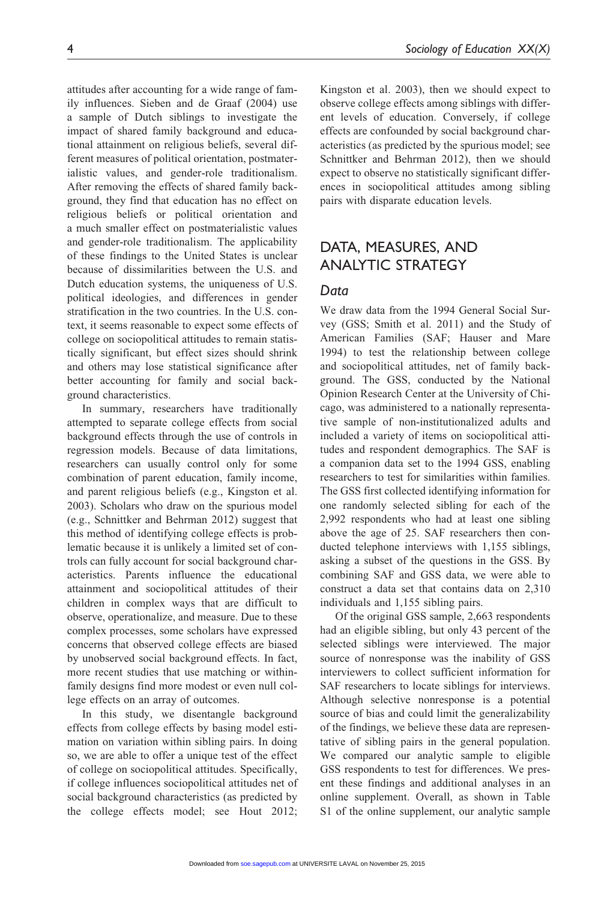attitudes after accounting for a wide range of family influences. Sieben and de Graaf (2004) use a sample of Dutch siblings to investigate the impact of shared family background and educational attainment on religious beliefs, several different measures of political orientation, postmaterialistic values, and gender-role traditionalism. After removing the effects of shared family background, they find that education has no effect on religious beliefs or political orientation and a much smaller effect on postmaterialistic values and gender-role traditionalism. The applicability of these findings to the United States is unclear because of dissimilarities between the U.S. and Dutch education systems, the uniqueness of U.S. political ideologies, and differences in gender stratification in the two countries. In the U.S. context, it seems reasonable to expect some effects of college on sociopolitical attitudes to remain statistically significant, but effect sizes should shrink and others may lose statistical significance after better accounting for family and social background characteristics.

In summary, researchers have traditionally attempted to separate college effects from social background effects through the use of controls in regression models. Because of data limitations, researchers can usually control only for some combination of parent education, family income, and parent religious beliefs (e.g., Kingston et al. 2003). Scholars who draw on the spurious model (e.g., Schnittker and Behrman 2012) suggest that this method of identifying college effects is problematic because it is unlikely a limited set of controls can fully account for social background characteristics. Parents influence the educational attainment and sociopolitical attitudes of their children in complex ways that are difficult to observe, operationalize, and measure. Due to these complex processes, some scholars have expressed concerns that observed college effects are biased by unobserved social background effects. In fact, more recent studies that use matching or within-family designs find more modest or even null college effects on an array of outcomes.

In this study, we disentangle background effects from college effects by basing model estimation on variation within sibling pairs. In doing so, we are able to offer a unique test of the effect of college on sociopolitical attitudes. Specifically, if college influences sociopolitical attitudes net of social background characteristics (as predicted by the college effects model; see Hout 2012; Kingston et al. 2003), then we should expect to observe college effects among siblings with different levels of education. Conversely, if college effects are confounded by social background characteristics (as predicted by the spurious model; see Schnittker and Behrman 2012), then we should expect to observe no statistically significant differences in sociopolitical attitudes among sibling pairs with disparate education levels.

## DATA, MEASURES, AND ANALYTIC STRATEGY

### Data

We draw data from the 1994 General Social Survey (GSS; Smith et al. 2011) and the Study of American Families (SAF; Hauser and Mare 1994) to test the relationship between college and sociopolitical attitudes, net of family background. The GSS, conducted by the National Opinion Research Center at the University of Chicago, was administered to a nationally representative sample of non-institutionalized adults and included a variety of items on sociopolitical attitudes and respondent demographics. The SAF is a companion data set to the 1994 GSS, enabling researchers to test for similarities within families. The GSS first collected identifying information for one randomly selected sibling for each of the 2,992 respondents who had at least one sibling above the age of 25. SAF researchers then conducted telephone interviews with 1,155 siblings, asking a subset of the questions in the GSS. By combining SAF and GSS data, we were able to construct a data set that contains data on 2,310 individuals and 1,155 sibling pairs.

Of the original GSS sample, 2,663 respondents had an eligible sibling, but only 43 percent of the selected siblings were interviewed. The major source of nonresponse was the inability of GSS interviewers to collect sufficient information for SAF researchers to locate siblings for interviews. Although selective nonresponse is a potential source of bias and could limit the generalizability of the findings, we believe these data are representative of sibling pairs in the general population. We compared our analytic sample to eligible GSS respondents to test for differences. We present these findings and additional analyses in an online supplement. Overall, as shown in Table S1 of the online supplement, our analytic sample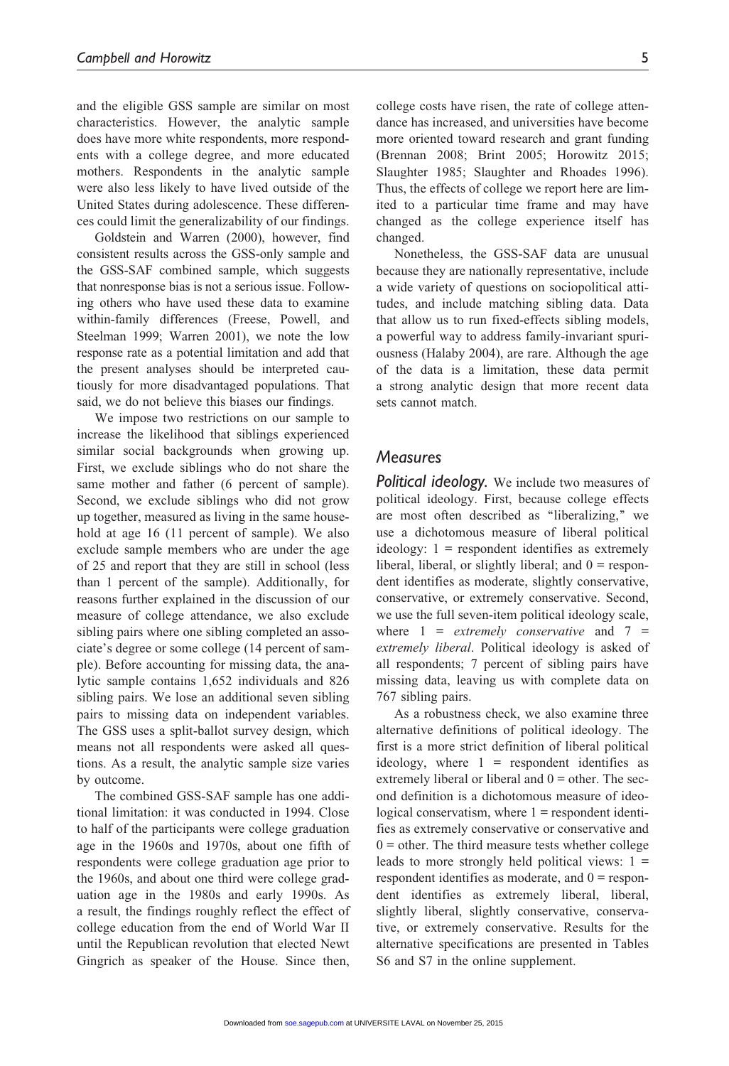and the eligible GSS sample are similar on most characteristics. However, the analytic sample does have more white respondents, more respondents with a college degree, and more educated mothers. Respondents in the analytic sample were also less likely to have lived outside of the United States during adolescence. These differences could limit the generalizability of our findings.

Goldstein and Warren (2000), however, find consistent results across the GSS-only sample and the GSS-SAF combined sample, which suggests that nonresponse bias is not a serious issue. Following others who have used these data to examine within-family differences (Freese, Powell, and Steelman 1999; Warren 2001), we note the low response rate as a potential limitation and add that the present analyses should be interpreted cautiously for more disadvantaged populations. That said, we do not believe this biases our findings.

We impose two restrictions on our sample to increase the likelihood that siblings experienced similar social backgrounds when growing up. First, we exclude siblings who do not share the same mother and father (6 percent of sample). Second, we exclude siblings who did not grow up together, measured as living in the same household at age 16 (11 percent of sample). We also exclude sample members who are under the age of 25 and report that they are still in school (less than 1 percent of the sample). Additionally, for reasons further explained in the discussion of our measure of college attendance, we also exclude sibling pairs where one sibling completed an associate's degree or some college (14 percent of sample). Before accounting for missing data, the analytic sample contains 1,652 individuals and 826 sibling pairs. We lose an additional seven sibling pairs to missing data on independent variables. The GSS uses a split-ballot survey design, which means not all respondents were asked all questions. As a result, the analytic sample size varies by outcome.

The combined GSS-SAF sample has one additional limitation: it was conducted in 1994. Close to half of the participants were college graduation age in the 1960s and 1970s, about one fifth of respondents were college graduation age prior to the 1960s, and about one third were college graduation age in the 1980s and early 1990s. As a result, the findings roughly reflect the effect of college education from the end of World War II until the Republican revolution that elected Newt Gingrich as speaker of the House. Since then, college costs have risen, the rate of college attendance has increased, and universities have become more oriented toward research and grant funding (Brennan 2008; Brint 2005; Horowitz 2015; Slaughter 1985; Slaughter and Rhoades 1996). Thus, the effects of college we report here are limited to a particular time frame and may have changed as the college experience itself has changed.

Nonetheless, the GSS-SAF data are unusual because they are nationally representative, include a wide variety of questions on sociopolitical attitudes, and include matching sibling data. Data that allow us to run fixed-effects sibling models, a powerful way to address family-invariant spuriousness (Halaby 2004), are rare. Although the age of the data is a limitation, these data permit a strong analytic design that more recent data sets cannot match.

## Measures

***Political ideology.*** We include two measures of political ideology. First, because college effects are most often described as "liberalizing," we use a dichotomous measure of liberal political ideology: 1 = respondent identifies as extremely liberal, liberal, or slightly liberal; and 0 = respondent identifies as moderate, slightly conservative, conservative, or extremely conservative. Second, we use the full seven-item political ideology scale, where 1 = *extremely conservative* and 7 = *extremely liberal*. Political ideology is asked of all respondents; 7 percent of sibling pairs have missing data, leaving us with complete data on 767 sibling pairs.

As a robustness check, we also examine three alternative definitions of political ideology. The first is a more strict definition of liberal political ideology, where 1 = respondent identifies as extremely liberal or liberal and 0 = other. The second definition is a dichotomous measure of ideological conservatism, where 1 = respondent identifies as extremely conservative or conservative and 0 = other. The third measure tests whether college leads to more strongly held political views: 1 = respondent identifies as moderate, and 0 = respondent identifies as extremely liberal, liberal, slightly liberal, slightly conservative, conservative, or extremely conservative. Results for the alternative specifications are presented in Tables S6 and S7 in the online supplement.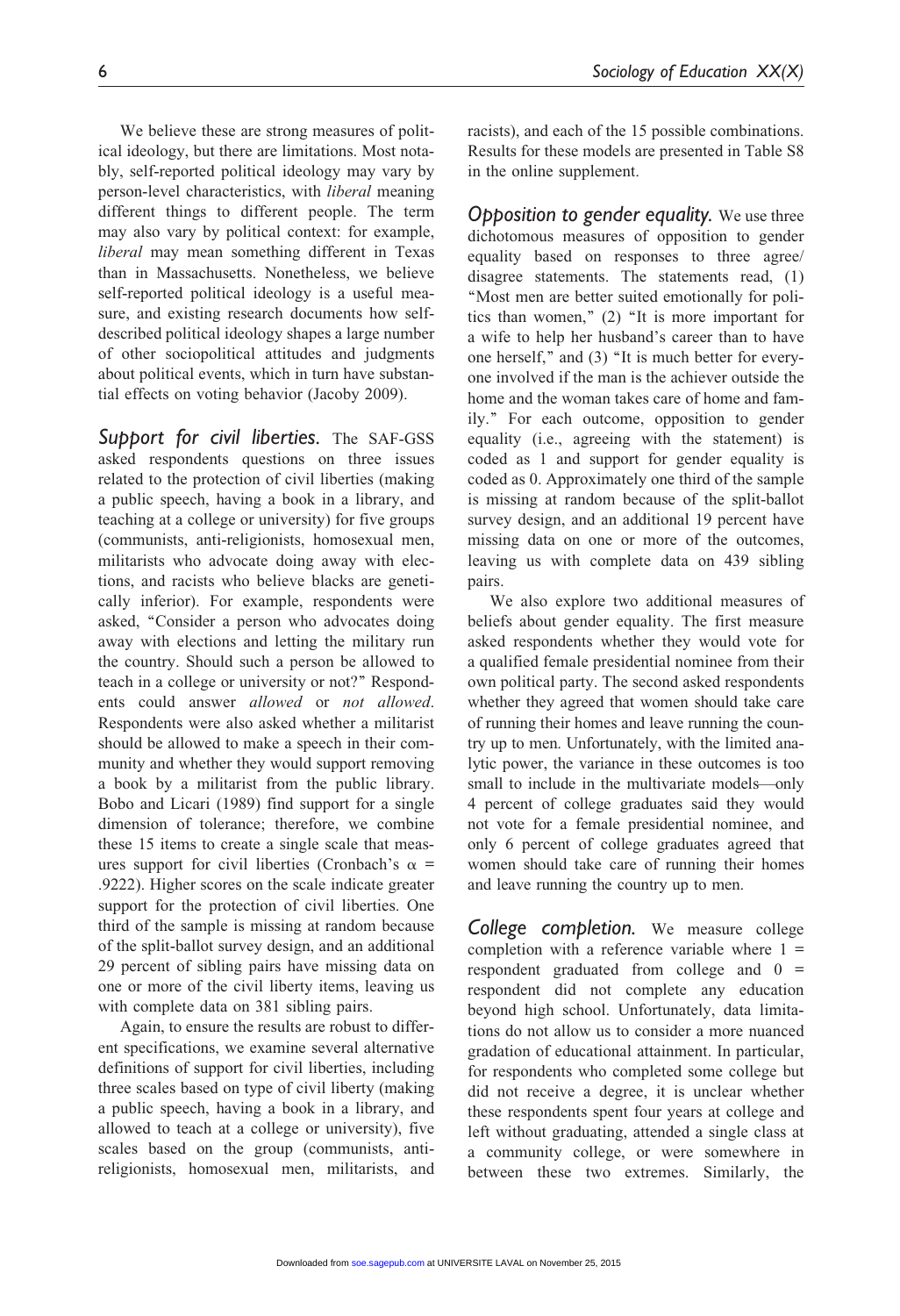We believe these are strong measures of political ideology, but there are limitations. Most notably, self-reported political ideology may vary by person-level characteristics, with *liberal* meaning different things to different people. The term may also vary by political context: for example, *liberal* may mean something different in Texas than in Massachusetts. Nonetheless, we believe self-reported political ideology is a useful measure, and existing research documents how self-described political ideology shapes a large number of other sociopolitical attitudes and judgments about political events, which in turn have substantial effects on voting behavior (Jacoby 2009).

### Support for civil liberties.

The SAF-GSS asked respondents questions on three issues related to the protection of civil liberties (making a public speech, having a book in a library, and teaching at a college or university) for five groups (communists, anti-religionists, homosexual men, militarists who advocate doing away with elections, and racists who believe blacks are genetically inferior). For example, respondents were asked, "Consider a person who advocates doing away with elections and letting the military run the country. Should such a person be allowed to teach in a college or university or not?" Respondents could answer *allowed* or *not allowed*. Respondents were also asked whether a militarist should be allowed to make a speech in their community and whether they would support removing a book by a militarist from the public library. Bobo and Licari (1989) find support for a single dimension of tolerance; therefore, we combine these 15 items to create a single scale that measures support for civil liberties (Cronbach's $\alpha$ = .9222). Higher scores on the scale indicate greater support for the protection of civil liberties. One third of the sample is missing at random because of the split-ballot survey design, and an additional 29 percent of sibling pairs have missing data on one or more of the civil liberty items, leaving us with complete data on 381 sibling pairs.

Again, to ensure the results are robust to different specifications, we examine several alternative definitions of support for civil liberties, including three scales based on type of civil liberty (making a public speech, having a book in a library, and allowed to teach at a college or university), five scales based on the group (communists, anti-religionists, homosexual men, militarists, and racists), and each of the 15 possible combinations. Results for these models are presented in Table S8 in the online supplement.

### Opposition to gender equality.

We use three dichotomous measures of opposition to gender equality based on responses to three agree/disagree statements. The statements read, (1) "Most men are better suited emotionally for politics than women," (2) "It is more important for a wife to help her husband's career than to have one herself," and (3) "It is much better for everyone involved if the man is the achiever outside the home and the woman takes care of home and family." For each outcome, opposition to gender equality (i.e., agreeing with the statement) is coded as 1 and support for gender equality is coded as 0. Approximately one third of the sample is missing at random because of the split-ballot survey design, and an additional 19 percent have missing data on one or more of the outcomes, leaving us with complete data on 439 sibling pairs.

We also explore two additional measures of beliefs about gender equality. The first measure asked respondents whether they would vote for a qualified female presidential nominee from their own political party. The second asked respondents whether they agreed that women should take care of running their homes and leave running the country up to men. Unfortunately, with the limited analytic power, the variance in these outcomes is too small to include in the multivariate models—only 4 percent of college graduates said they would not vote for a female presidential nominee, and only 6 percent of college graduates agreed that women should take care of running their homes and leave running the country up to men.

### College completion.

We measure college completion with a reference variable where 1 = respondent graduated from college and 0 = respondent did not complete any education beyond high school. Unfortunately, data limitations do not allow us to consider a more nuanced gradation of educational attainment. In particular, for respondents who completed some college but did not receive a degree, it is unclear whether these respondents spent four years at college and left without graduating, attended a single class at a community college, or were somewhere in between these two extremes. Similarly, the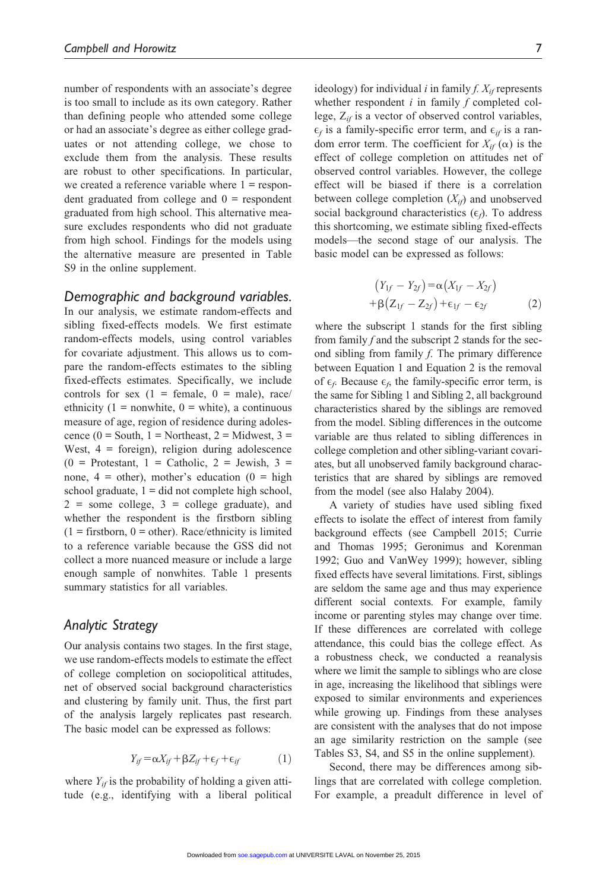number of respondents with an associate's degree is too small to include as its own category. Rather than defining people who attended some college or had an associate's degree as either college graduates or not attending college, we chose to exclude them from the analysis. These results are robust to other specifications. In particular, we created a reference variable where 1 = respondent graduated from college and 0 = respondent graduated from high school. This alternative measure excludes respondents who did not graduate from high school. Findings for the models using the alternative measure are presented in Table S9 in the online supplement.

### *Demographic and background variables.*

In our analysis, we estimate random-effects and sibling fixed-effects models. We first estimate random-effects models, using control variables for covariate adjustment. This allows us to compare the random-effects estimates to the sibling fixed-effects estimates. Specifically, we include controls for sex (1 = female, 0 = male), race/ethnicity (1 = nonwhite, 0 = white), a continuous measure of age, region of residence during adolescence (0 = South, 1 = Northeast, 2 = Midwest, 3 = West, 4 = foreign), religion during adolescence (0 = Protestant, 1 = Catholic, 2 = Jewish, 3 = none, 4 = other), mother's education (0 = high school graduate, 1 = did not complete high school, 2 = some college, 3 = college graduate), and whether the respondent is the firstborn sibling (1 = firstborn, 0 = other). Race/ethnicity is limited to a reference variable because the GSS did not collect a more nuanced measure or include a large enough sample of nonwhites. Table 1 presents summary statistics for all variables.

## *Analytic Strategy*

Our analysis contains two stages. In the first stage, we use random-effects models to estimate the effect of college completion on sociopolitical attitudes, net of observed social background characteristics and clustering by family unit. Thus, the first part of the analysis largely replicates past research. The basic model can be expressed as follows:

$$Y_{if} = \alpha X_{if} + \beta Z_{if} + \epsilon_f + \epsilon_{if} \qquad (1)$$

where $Y_{if}$ is the probability of holding a given attitude (e.g., identifying with a liberal political ideology) for individual $i$ in family $f$. $X_{if}$ represents whether respondent $i$ in family $f$ completed college, $Z_{if}$ is a vector of observed control variables, $\epsilon_f$ is a family-specific error term, and $\epsilon_{if}$ is a random error term. The coefficient for $X_{if}$ ($\alpha$) is the effect of college completion on attitudes net of observed control variables. However, the college effect will be biased if there is a correlation between college completion ($X_{if}$) and unobserved social background characteristics ($\epsilon_f$). To address this shortcoming, we estimate sibling fixed-effects models—the second stage of our analysis. The basic model can be expressed as follows:

$$\left(Y_{1f} - Y_{2f}\right) = \alpha\left(X_{1f} - X_{2f}\right) + \beta\left(Z_{1f} - Z_{2f}\right) + \epsilon_{1f} - \epsilon_{2f} \qquad (2)$$

where the subscript 1 stands for the first sibling from family $f$ and the subscript 2 stands for the second sibling from family $f$. The primary difference between Equation 1 and Equation 2 is the removal of $\epsilon_f$. Because $\epsilon_f$, the family-specific error term, is the same for Sibling 1 and Sibling 2, all background characteristics shared by the siblings are removed from the model. Sibling differences in the outcome variable are thus related to sibling differences in college completion and other sibling-variant covariates, but all unobserved family background characteristics that are shared by siblings are removed from the model (see also Halaby 2004).

A variety of studies have used sibling fixed effects to isolate the effect of interest from family background effects (see Campbell 2015; Currie and Thomas 1995; Geronimus and Korenman 1992; Guo and VanWey 1999); however, sibling fixed effects have several limitations. First, siblings are seldom the same age and thus may experience different social contexts. For example, family income or parenting styles may change over time. If these differences are correlated with college attendance, this could bias the college effect. As a robustness check, we conducted a reanalysis where we limit the sample to siblings who are close in age, increasing the likelihood that siblings were exposed to similar environments and experiences while growing up. Findings from these analyses are consistent with the analyses that do not impose an age similarity restriction on the sample (see Tables S3, S4, and S5 in the online supplement).

Second, there may be differences among siblings that are correlated with college completion. For example, a preadult difference in level of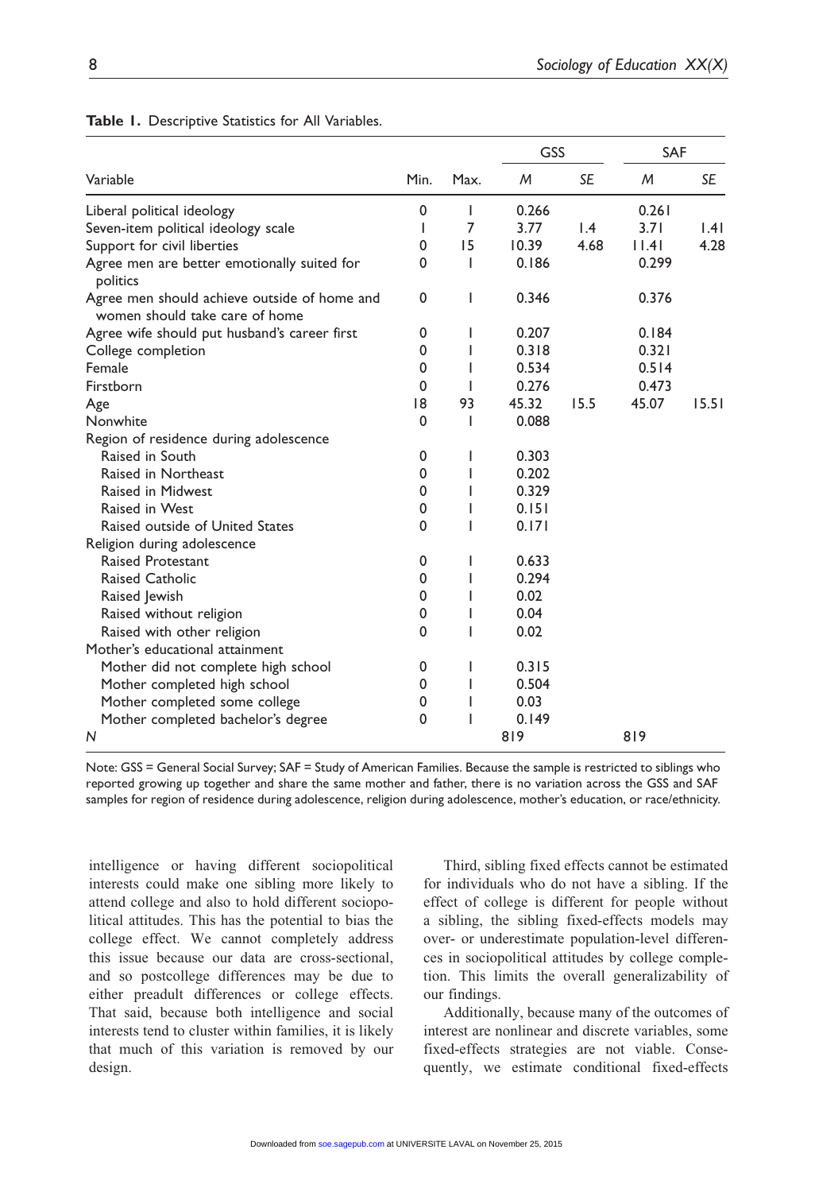**Table 1.** Descriptive Statistics for All Variables.

| Variable | Min. | Max. | GSS | | SAF | |
|---|---|---|---|---|---|---|
| | | | *M* | *SE* | *M* | *SE* |
| Liberal political ideology | 0 | 1 | 0.266 | | 0.261 | |
| Seven-item political ideology scale | 1 | 7 | 3.77 | 1.4 | 3.71 | 1.41 |
| Support for civil liberties | 0 | 15 | 10.39 | 4.68 | 11.41 | 4.28 |
| Agree men are better emotionally suited for politics | 0 | 1 | 0.186 | | 0.299 | |
| Agree men should achieve outside of home and women should take care of home | 0 | 1 | 0.346 | | 0.376 | |
| Agree wife should put husband's career first | 0 | 1 | 0.207 | | 0.184 | |
| College completion | 0 | 1 | 0.318 | | 0.321 | |
| Female | 0 | 1 | 0.534 | | 0.514 | |
| Firstborn | 0 | 1 | 0.276 | | 0.473 | |
| Age | 18 | 93 | 45.32 | 15.5 | 45.07 | 15.51 |
| Nonwhite | 0 | 1 | 0.088 | | | |
| Region of residence during adolescence | | | | | | |
| Raised in South | 0 | 1 | 0.303 | | | |
| Raised in Northeast | 0 | 1 | 0.202 | | | |
| Raised in Midwest | 0 | 1 | 0.329 | | | |
| Raised in West | 0 | 1 | 0.151 | | | |
| Raised outside of United States | 0 | 1 | 0.171 | | | |
| Religion during adolescence | | | | | | |
| Raised Protestant | 0 | 1 | 0.633 | | | |
| Raised Catholic | 0 | 1 | 0.294 | | | |
| Raised Jewish | 0 | 1 | 0.02 | | | |
| Raised without religion | 0 | 1 | 0.04 | | | |
| Raised with other religion | 0 | 1 | 0.02 | | | |
| Mother's educational attainment | | | | | | |
| Mother did not complete high school | 0 | 1 | 0.315 | | | |
| Mother completed high school | 0 | 1 | 0.504 | | | |
| Mother completed some college | 0 | 1 | 0.03 | | | |
| Mother completed bachelor's degree | 0 | 1 | 0.149 | | | |
| *N* | | | 819 | | 819 | |

Note: GSS = General Social Survey; SAF = Study of American Families. Because the sample is restricted to siblings who reported growing up together and share the same mother and father, there is no variation across the GSS and SAF samples for region of residence during adolescence, religion during adolescence, mother's education, or race/ethnicity.

intelligence or having different sociopolitical interests could make one sibling more likely to attend college and also to hold different sociopolitical attitudes. This has the potential to bias the college effect. We cannot completely address this issue because our data are cross-sectional, and so postcollege differences may be due to either preadult differences or college effects. That said, because both intelligence and social interests tend to cluster within families, it is likely that much of this variation is removed by our design.

Third, sibling fixed effects cannot be estimated for individuals who do not have a sibling. If the effect of college is different for people without a sibling, the sibling fixed-effects models may over- or underestimate population-level differences in sociopolitical attitudes by college completion. This limits the overall generalizability of our findings.

Additionally, because many of the outcomes of interest are nonlinear and discrete variables, some fixed-effects strategies are not viable. Consequently, we estimate conditional fixed-effects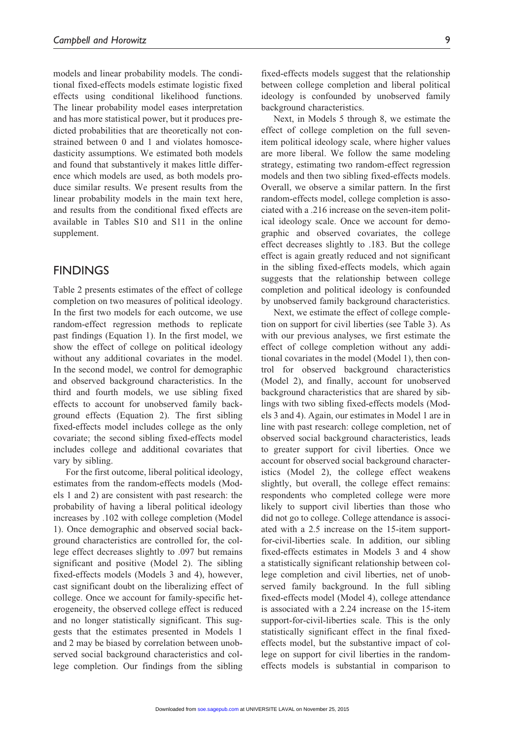models and linear probability models. The conditional fixed-effects models estimate logistic fixed effects using conditional likelihood functions. The linear probability model eases interpretation and has more statistical power, but it produces predicted probabilities that are theoretically not constrained between 0 and 1 and violates homoscedasticity assumptions. We estimated both models and found that substantively it makes little difference which models are used, as both models produce similar results. We present results from the linear probability models in the main text here, and results from the conditional fixed effects are available in Tables S10 and S11 in the online supplement.

## FINDINGS

Table 2 presents estimates of the effect of college completion on two measures of political ideology. In the first two models for each outcome, we use random-effect regression methods to replicate past findings (Equation 1). In the first model, we show the effect of college on political ideology without any additional covariates in the model. In the second model, we control for demographic and observed background characteristics. In the third and fourth models, we use sibling fixed effects to account for unobserved family background effects (Equation 2). The first sibling fixed-effects model includes college as the only covariate; the second sibling fixed-effects model includes college and additional covariates that vary by sibling.

For the first outcome, liberal political ideology, estimates from the random-effects models (Models 1 and 2) are consistent with past research: the probability of having a liberal political ideology increases by .102 with college completion (Model 1). Once demographic and observed social background characteristics are controlled for, the college effect decreases slightly to .097 but remains significant and positive (Model 2). The sibling fixed-effects models (Models 3 and 4), however, cast significant doubt on the liberalizing effect of college. Once we account for family-specific heterogeneity, the observed college effect is reduced and no longer statistically significant. This suggests that the estimates presented in Models 1 and 2 may be biased by correlation between unobserved social background characteristics and college completion. Our findings from the sibling fixed-effects models suggest that the relationship between college completion and liberal political ideology is confounded by unobserved family background characteristics.

Next, in Models 5 through 8, we estimate the effect of college completion on the full seven-item political ideology scale, where higher values are more liberal. We follow the same modeling strategy, estimating two random-effect regression models and then two sibling fixed-effects models. Overall, we observe a similar pattern. In the first random-effects model, college completion is associated with a .216 increase on the seven-item political ideology scale. Once we account for demographic and observed covariates, the college effect decreases slightly to .183. But the college effect is again greatly reduced and not significant in the sibling fixed-effects models, which again suggests that the relationship between college completion and political ideology is confounded by unobserved family background characteristics.

Next, we estimate the effect of college completion on support for civil liberties (see Table 3). As with our previous analyses, we first estimate the effect of college completion without any additional covariates in the model (Model 1), then control for observed background characteristics (Model 2), and finally, account for unobserved background characteristics that are shared by siblings with two sibling fixed-effects models (Models 3 and 4). Again, our estimates in Model 1 are in line with past research: college completion, net of observed social background characteristics, leads to greater support for civil liberties. Once we account for observed social background characteristics (Model 2), the college effect weakens slightly, but overall, the college effect remains: respondents who completed college were more likely to support civil liberties than those who did not go to college. College attendance is associated with a 2.5 increase on the 15-item support-for-civil-liberties scale. In addition, our sibling fixed-effects estimates in Models 3 and 4 show a statistically significant relationship between college completion and civil liberties, net of unobserved family background. In the full sibling fixed-effects model (Model 4), college attendance is associated with a 2.24 increase on the 15-item support-for-civil-liberties scale. This is the only statistically significant effect in the final fixed-effects model, but the substantive impact of college on support for civil liberties in the random-effects models is substantial in comparison to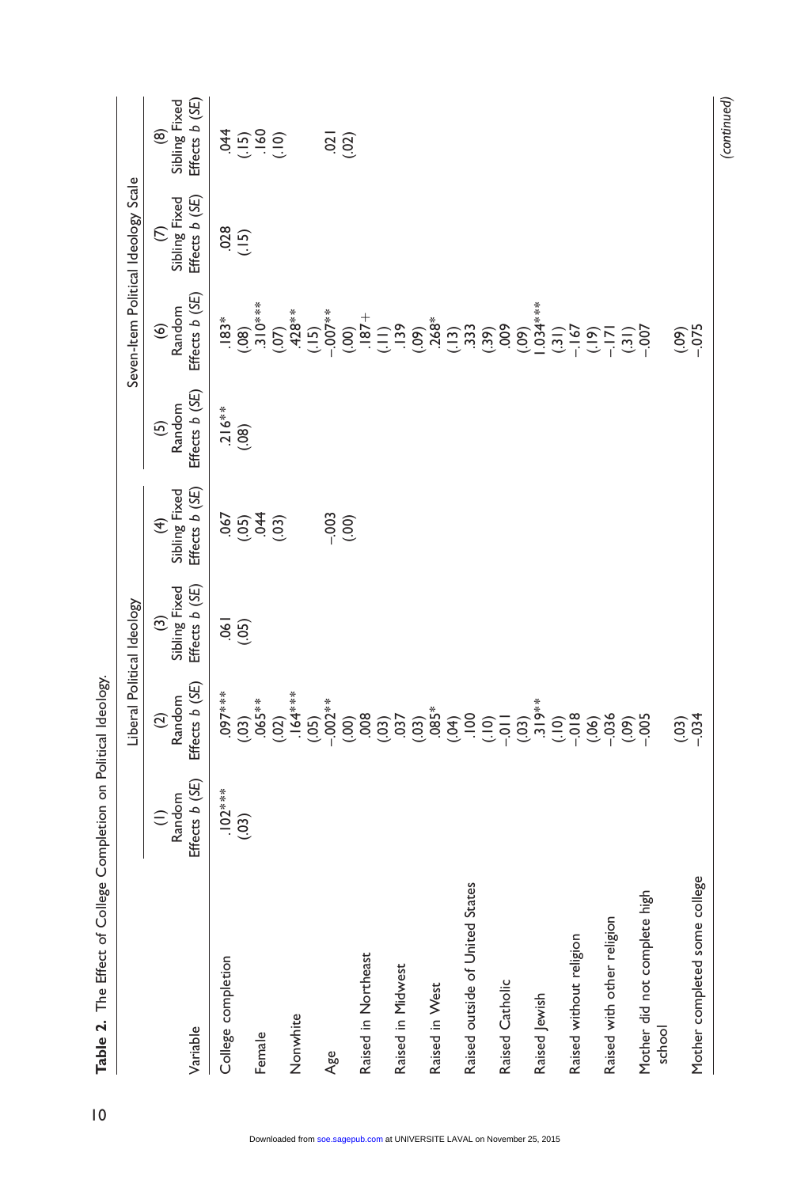**Table 2.** The Effect of College Completion on Political Ideology.

| Variable | Liberal Political Ideology | | | | Seven-Item Political Ideology Scale | | | |
|---|---|---|---|---|---|---|---|---|
| | (1) Random Effects *b* (*SE*) | (2) Random Effects *b* (*SE*) | (3) Sibling Fixed Effects *b* (*SE*) | (4) Sibling Fixed Effects *b* (*SE*) | (5) Random Effects *b* (*SE*) | (6) Random Effects *b* (*SE*) | (7) Sibling Fixed Effects *b* (*SE*) | (8) Sibling Fixed Effects *b* (*SE*) |
| College completion | .102*** | .097*** | .061 | .067 | .216** | .183* | .028 | .044 |
| | (.03) | (.03) | (.05) | (.05) | (.08) | (.08) | (.15) | (.15) |
| Female | | .065** | | .044 | | .310*** | | .160 |
| | | (.02) | | (.03) | | (.07) | | (.10) |
| Nonwhite | | .164*** | | | | .428** | | |
| | | (.05) | | | | (.15) | | |
| Age | | −.002** | | −.003 | | −.007** | | .021 |
| | | (.00) | | (.00) | | (.00) | | (.02) |
| Raised in Northeast | | .008 | | | | .187+ | | |
| | | (.03) | | | | (.11) | | |
| Raised in Midwest | | .037 | | | | .139 | | |
| | | (.03) | | | | (.09) | | |
| Raised in West | | .085* | | | | .268* | | |
| | | (.04) | | | | (.13) | | |
| Raised outside of United States | | .100 | | | | .333 | | |
| | | (.10) | | | | (.39) | | |
| Raised Catholic | | −.011 | | | | .009 | | |
| | | (.03) | | | | (.09) | | |
| Raised Jewish | | .319** | | | | 1.034*** | | |
| | | (.10) | | | | (.31) | | |
| Raised without religion | | −.018 | | | | −.167 | | |
| | | (.06) | | | | (.19) | | |
| Raised with other religion | | −.036 | | | | −.171 | | |
| | | (.09) | | | | (.31) | | |
| Mother did not complete high school | | −.005 | | | | −.007 | | |
| | | (.03) | | | | (.09) | | |
| Mother completed some college | | −.034 | | | | −.075 | | |

(continued)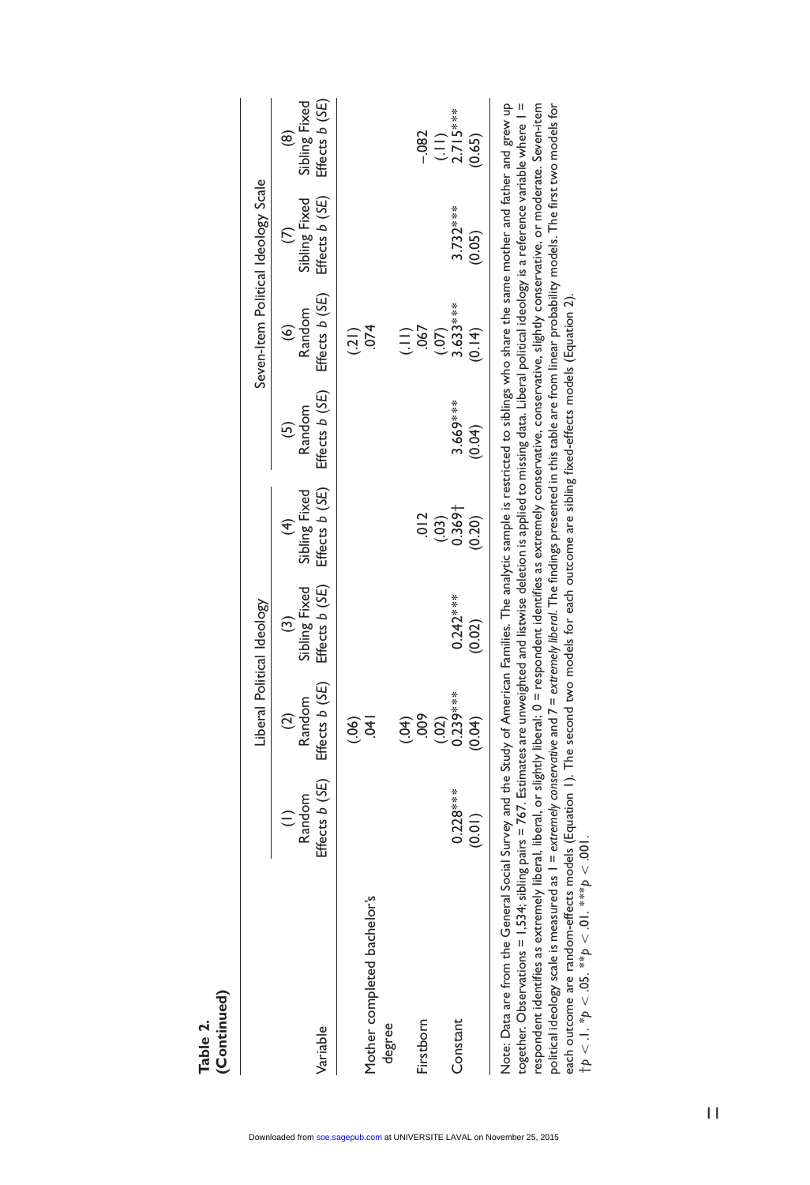**Table 2.**
**(Continued)**

| Variable | Liberal Political Ideology | | | | Seven-Item Political Ideology Scale | | | |
|---|---|---|---|---|---|---|---|---|
| | (1) Random Effects *b* (*SE*) | (2) Random Effects *b* (*SE*) | (3) Sibling Fixed Effects *b* (*SE*) | (4) Sibling Fixed Effects *b* (*SE*) | (5) Random Effects *b* (*SE*) | (6) Random Effects *b* (*SE*) | (7) Sibling Fixed Effects *b* (*SE*) | (8) Sibling Fixed Effects *b* (*SE*) |
| | | (.06) | | | | (.21) | | |
| Mother completed bachelor's degree | | .041 | | | | .074 | | |
| | | (.04) | | | | (.11) | | |
| Firstborn | | .009 | | .012 | | .067 | | −.082 |
| | | (.02) | | (.03) | | (.07) | | (.11) |
| Constant | 0.228*** | 0.239*** | 0.242*** | 0.369† | 3.669*** | 3.633*** | 3.732*** | 2.715*** |
| | (0.01) | (0.04) | (0.02) | (0.20) | (0.04) | (0.14) | (0.05) | (0.65) |

Note: Data are from the General Social Survey and the Study of American Families. The analytic sample is restricted to siblings who share the same mother and father and grew up together. Observations = 1,534; sibling pairs = 767. Estimates are unweighted and listwise deletion is applied to missing data. Liberal political ideology is a reference variable where 1 = respondent identifies as extremely liberal, liberal, or slightly liberal; 0 = respondent identifies as extremely conservative, conservative, slightly conservative, or moderate. Seven-item political ideology scale is measured as 1 = *extremely conservative* and 7 = *extremely liberal*. The findings presented in this table are from linear probability models. The first two models for each outcome are random-effects models (Equation 1). The second two models for each outcome are sibling fixed-effects models (Equation 2).
†$p < .1$. *$p < .05$. **$p < .01$. ***$p < .001$.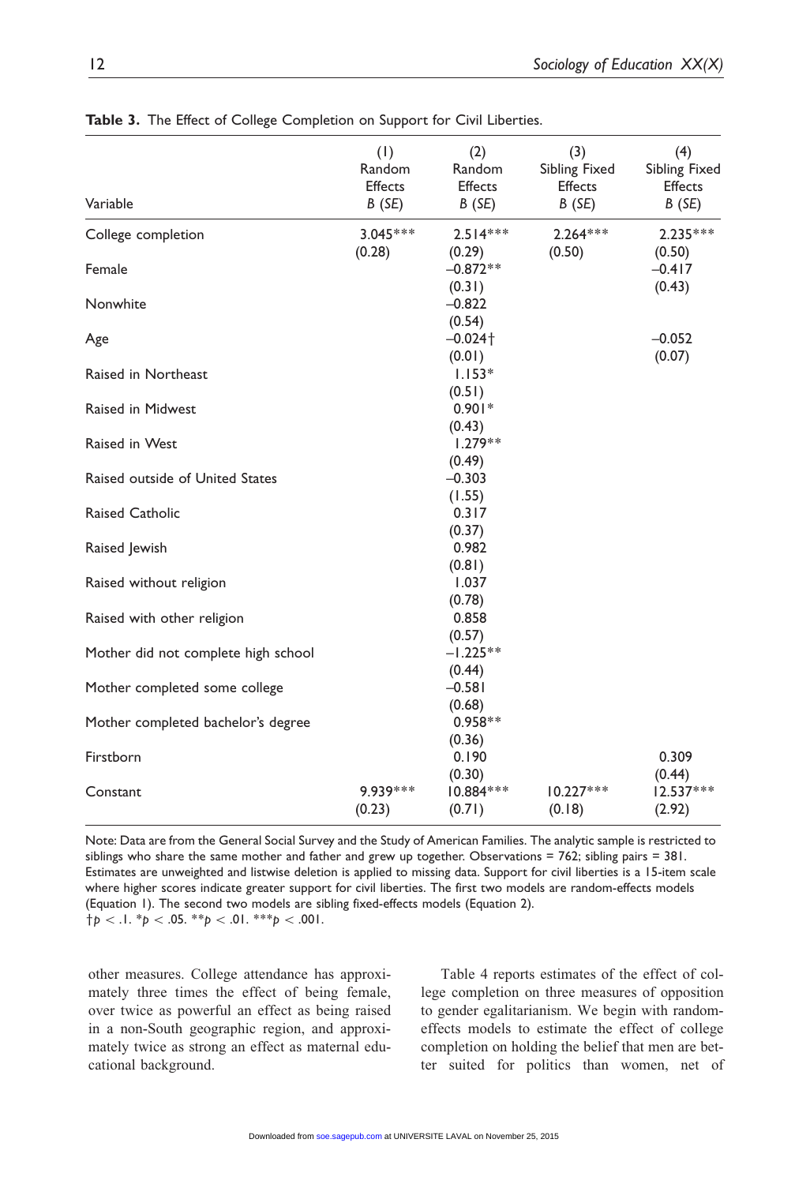**Table 3.** The Effect of College Completion on Support for Civil Liberties.

| Variable | (1) Random Effects *B* (*SE*) | (2) Random Effects *B* (*SE*) | (3) Sibling Fixed Effects *B* (*SE*) | (4) Sibling Fixed Effects *B* (*SE*) |
|---|---|---|---|---|
| College completion | 3.045*** (0.28) | 2.514*** (0.29) | 2.264*** (0.50) | 2.235*** (0.50) |
| Female | | −0.872** (0.31) | | −0.417 (0.43) |
| Nonwhite | | −0.822 (0.54) | | |
| Age | | −0.024† (0.01) | | −0.052 (0.07) |
| Raised in Northeast | | 1.153* (0.51) | | |
| Raised in Midwest | | 0.901* (0.43) | | |
| Raised in West | | 1.279** (0.49) | | |
| Raised outside of United States | | −0.303 (1.55) | | |
| Raised Catholic | | 0.317 (0.37) | | |
| Raised Jewish | | 0.982 (0.81) | | |
| Raised without religion | | 1.037 (0.78) | | |
| Raised with other religion | | 0.858 (0.57) | | |
| Mother did not complete high school | | −1.225** (0.44) | | |
| Mother completed some college | | −0.581 (0.68) | | |
| Mother completed bachelor's degree | | 0.958** (0.36) | | |
| Firstborn | | 0.190 (0.30) | | 0.309 (0.44) |
| Constant | 9.939*** (0.23) | 10.884*** (0.71) | 10.227*** (0.18) | 12.537*** (2.92) |

Note: Data are from the General Social Survey and the Study of American Families. The analytic sample is restricted to siblings who share the same mother and father and grew up together. Observations = 762; sibling pairs = 381. Estimates are unweighted and listwise deletion is applied to missing data. Support for civil liberties is a 15-item scale where higher scores indicate greater support for civil liberties. The first two models are random-effects models (Equation 1). The second two models are sibling fixed-effects models (Equation 2).
†$p < .1$. *$p < .05$. **$p < .01$. ***$p < .001$.

other measures. College attendance has approximately three times the effect of being female, over twice as powerful an effect as being raised in a non-South geographic region, and approximately twice as strong an effect as maternal educational background.

Table 4 reports estimates of the effect of college completion on three measures of opposition to gender egalitarianism. We begin with random-effects models to estimate the effect of college completion on holding the belief that men are better suited for politics than women, net of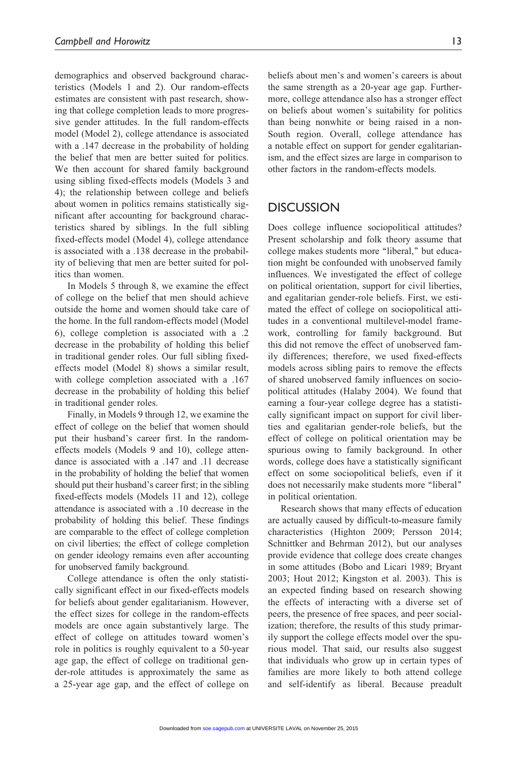demographics and observed background characteristics (Models 1 and 2). Our random-effects estimates are consistent with past research, showing that college completion leads to more progressive gender attitudes. In the full random-effects model (Model 2), college attendance is associated with a .147 decrease in the probability of holding the belief that men are better suited for politics. We then account for shared family background using sibling fixed-effects models (Models 3 and 4); the relationship between college and beliefs about women in politics remains statistically significant after accounting for background characteristics shared by siblings. In the full sibling fixed-effects model (Model 4), college attendance is associated with a .138 decrease in the probability of believing that men are better suited for politics than women.

In Models 5 through 8, we examine the effect of college on the belief that men should achieve outside the home and women should take care of the home. In the full random-effects model (Model 6), college completion is associated with a .2 decrease in the probability of holding this belief in traditional gender roles. Our full sibling fixed-effects model (Model 8) shows a similar result, with college completion associated with a .167 decrease in the probability of holding this belief in traditional gender roles.

Finally, in Models 9 through 12, we examine the effect of college on the belief that women should put their husband's career first. In the random-effects models (Models 9 and 10), college attendance is associated with a .147 and .11 decrease in the probability of holding the belief that women should put their husband's career first; in the sibling fixed-effects models (Models 11 and 12), college attendance is associated with a .10 decrease in the probability of holding this belief. These findings are comparable to the effect of college completion on civil liberties; the effect of college completion on gender ideology remains even after accounting for unobserved family background.

College attendance is often the only statistically significant effect in our fixed-effects models for beliefs about gender egalitarianism. However, the effect sizes for college in the random-effects models are once again substantively large. The effect of college on attitudes toward women's role in politics is roughly equivalent to a 50-year age gap, the effect of college on traditional gender-role attitudes is approximately the same as a 25-year age gap, and the effect of college on beliefs about men's and women's careers is about the same strength as a 20-year age gap. Furthermore, college attendance also has a stronger effect on beliefs about women's suitability for politics than being nonwhite or being raised in a non-South region. Overall, college attendance has a notable effect on support for gender egalitarianism, and the effect sizes are large in comparison to other factors in the random-effects models.

## DISCUSSION

Does college influence sociopolitical attitudes? Present scholarship and folk theory assume that college makes students more "liberal," but education might be confounded with unobserved family influences. We investigated the effect of college on political orientation, support for civil liberties, and egalitarian gender-role beliefs. First, we estimated the effect of college on sociopolitical attitudes in a conventional multilevel-model framework, controlling for family background. But this did not remove the effect of unobserved family differences; therefore, we used fixed-effects models across sibling pairs to remove the effects of shared unobserved family influences on sociopolitical attitudes (Halaby 2004). We found that earning a four-year college degree has a statistically significant impact on support for civil liberties and egalitarian gender-role beliefs, but the effect of college on political orientation may be spurious owing to family background. In other words, college does have a statistically significant effect on some sociopolitical beliefs, even if it does not necessarily make students more "liberal" in political orientation.

Research shows that many effects of education are actually caused by difficult-to-measure family characteristics (Highton 2009; Persson 2014; Schnittker and Behrman 2012), but our analyses provide evidence that college does create changes in some attitudes (Bobo and Licari 1989; Bryant 2003; Hout 2012; Kingston et al. 2003). This is an expected finding based on research showing the effects of interacting with a diverse set of peers, the presence of free spaces, and peer socialization; therefore, the results of this study primarily support the college effects model over the spurious model. That said, our results also suggest that individuals who grow up in certain types of families are more likely to both attend college and self-identify as liberal. Because preadult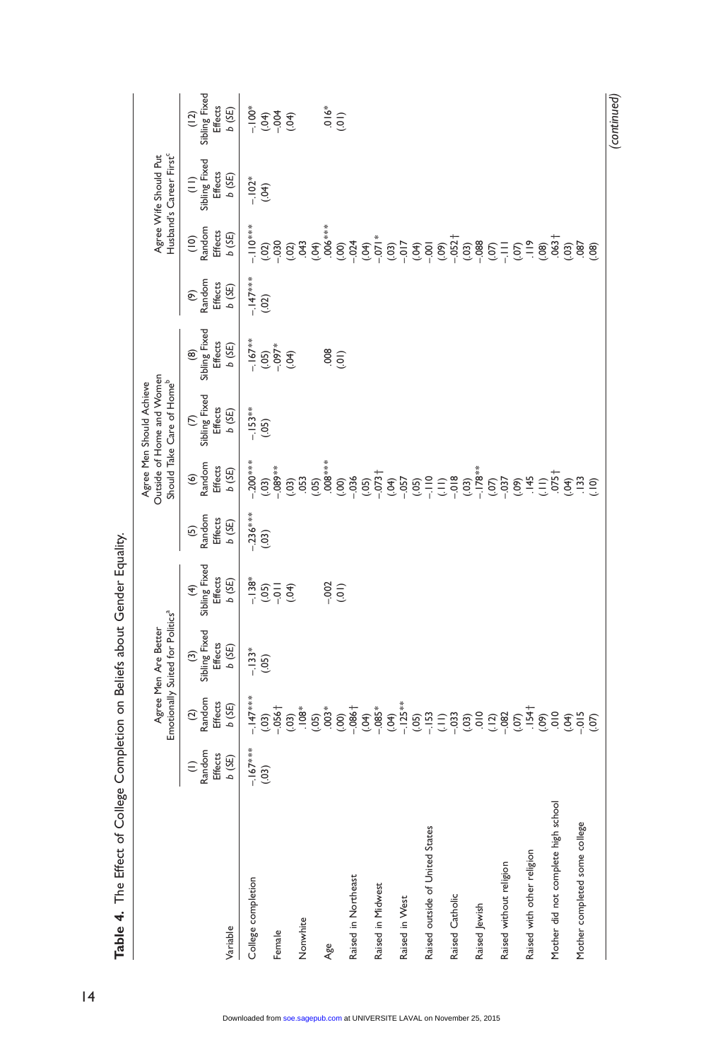**Table 4.** The Effect of College Completion on Beliefs about Gender Equality.

| | Agree Men Are Better Emotionally Suited for Politics[a] | | | | Agree Men Should Achieve Outside of Home and Women Should Take Care of Home[b] | | | | Agree Wife Should Put Husband's Career First[c] | | | |
|---|---|---|---|---|---|---|---|---|---|---|---|---|
| Variable | (1) Random Effects b (SE) | (2) Random Effects b (SE) | (3) Sibling Fixed Effects b (SE) | (4) Sibling Fixed Effects b (SE) | (5) Random Effects b (SE) | (6) Random Effects b (SE) | (7) Sibling Fixed Effects b (SE) | (8) Sibling Fixed Effects b (SE) | (9) Random Effects b (SE) | (10) Random Effects b (SE) | (11) Sibling Fixed Effects b (SE) | (12) Sibling Fixed Effects b (SE) |
| College completion | –.167*** (.03) | –.147*** (.03) | –.133* (.05) | –.138* (.05) | –.236*** (.03) | –.200*** (.03) | –.153** (.05) | –.167** (.05) | –.147*** (.02) | –.110*** (.02) | –.102* (.04) | –.100* (.04) |
| Female | | –.056† (.03) | | –.011 (.04) | | –.089** (.03) | | –.097* (.04) | | –.030 (.02) | | –.004 (.04) |
| Nonwhite | | .108* (.05) | | | | .053 (.05) | | | | .043 (.04) | | |
| Age | | .003* (.00) | | –.002 (.01) | | .008*** (.00) | | .008 (.01) | | .006*** (.00) | | .016* (.01) |
| Raised in Northeast | | –.086† (.04) | | | | –.036 (.05) | | | | –.024 (.04) | | |
| Raised in Midwest | | –.085* (.04) | | | | –.073† (.04) | | | | –.071* (.03) | | |
| Raised in West | | –.125** (.05) | | | | –.057 (.05) | | | | –.017 (.04) | | |
| Raised outside of United States | | –.153 (.11) | | | | –.110 (.11) | | | | –.001 (.09) | | |
| Raised Catholic | | –.033 (.03) | | | | –.018 (.03) | | | | –.052† (.03) | | |
| Raised Jewish | | .010 (.12) | | | | –.178** (.07) | | | | –.088 (.07) | | |
| Raised without religion | | –.082 (.07) | | | | –.037 (.09) | | | | –.111 (.07) | | |
| Raised with other religion | | .154† (.09) | | | | .145 (.11) | | | | .119 (.08) | | |
| Mother did not complete high school | | .010 (.04) | | | | .075† (.04) | | | | .063† (.03) | | |
| Mother completed some college | | –.015 (.07) | | | | .133 (.10) | | | | .087 (.08) | | |

(continued)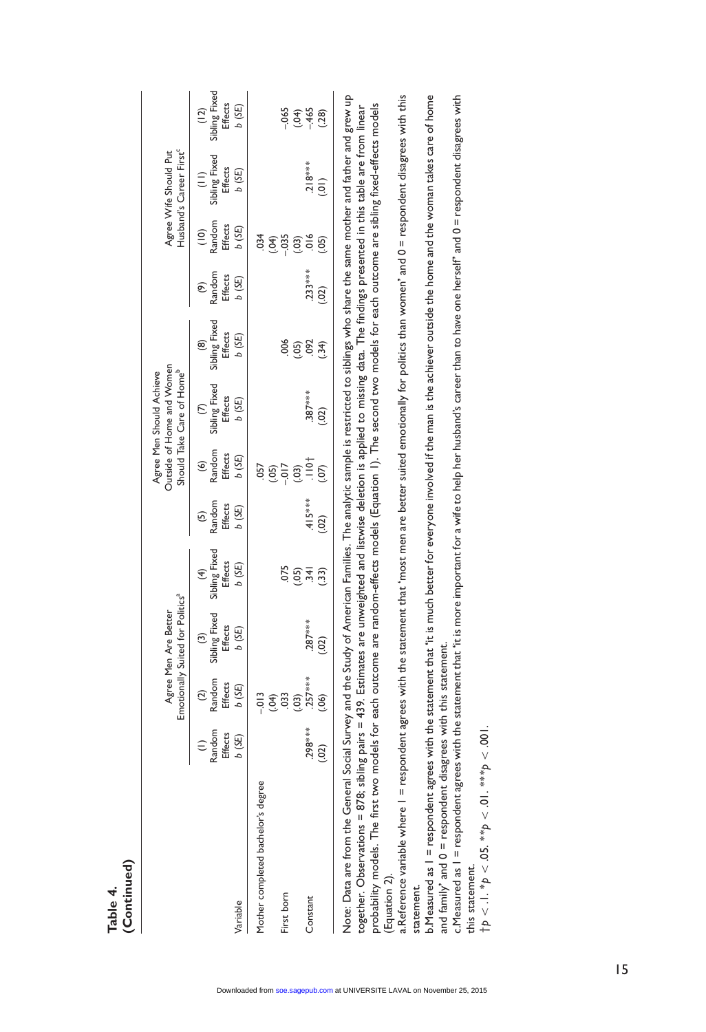**Table 4.**
**(Continued)**

| Variable | Agree Men Are Better Emotionally Suited for Politics[a] | | | | Agree Men Should Achieve Outside of Home and Women Should Take Care of Home[b] | | | | Agree Wife Should Put Husband's Career First[c] | | | |
|---|---|---|---|---|---|---|---|---|---|---|---|---|
| | (1) Random Effects b (SE) | (2) Random Effects b (SE) | (3) Sibling Fixed Effects b (SE) | (4) Sibling Fixed Effects b (SE) | (5) Random Effects b (SE) | (6) Random Effects b (SE) | (7) Sibling Fixed Effects b (SE) | (8) Sibling Fixed Effects b (SE) | (9) Random Effects b (SE) | (10) Random Effects b (SE) | (11) Sibling Fixed Effects b (SE) | (12) Sibling Fixed Effects b (SE) |
| Mother completed bachelor's degree | | –.013 | | | | .057 | | | | .034 | | |
| | | (.04) | | | | (.05) | | | | (.04) | | |
| First born | | .033 | | .075 | | –.017 | | .006 | | –.035 | | –.065 |
| | | (.03) | | (.05) | | (.03) | | (.05) | | (.03) | | (.04) |
| Constant | .298*** | .257*** | .287*** | .341 | .415*** | .110† | .387*** | .092 | .233*** | .016 | .218*** | –.465 |
| | (.02) | (.06) | (.02) | (.33) | (.02) | (.07) | (.02) | (.34) | (.02) | (.05) | (.01) | (.28) |

Note: Data are from the General Social Survey and the Study of American Families. The analytic sample is restricted to siblings who share the same mother and father and grew up together. Observations = 878; sibling pairs = 439. Estimates are unweighted and listwise deletion is applied to missing data. The findings presented in this table are from linear probability models. The first two models for each outcome are random-effects models (Equation 1). The second two models for each outcome are sibling fixed-effects models (Equation 2).

a.Reference variable where 1 = respondent agrees with the statement that 'most men are better suited emotionally for politics than women' and 0 = respondent disagrees with this statement.

b.Measured as 1 = respondent agrees with the statement that 'it is much better for everyone involved if the man is the achiever outside the home and the woman takes care of home and family' and 0 = respondent disagrees with this statement.

c.Measured as 1 = respondent agrees with the statement that 'it is more important for a wife to help her husband's career than to have one herself' and 0 = respondent disagrees with this statement.

†$p < .1$. *$p < .05$. **$p < .01$. ***$p < .001$.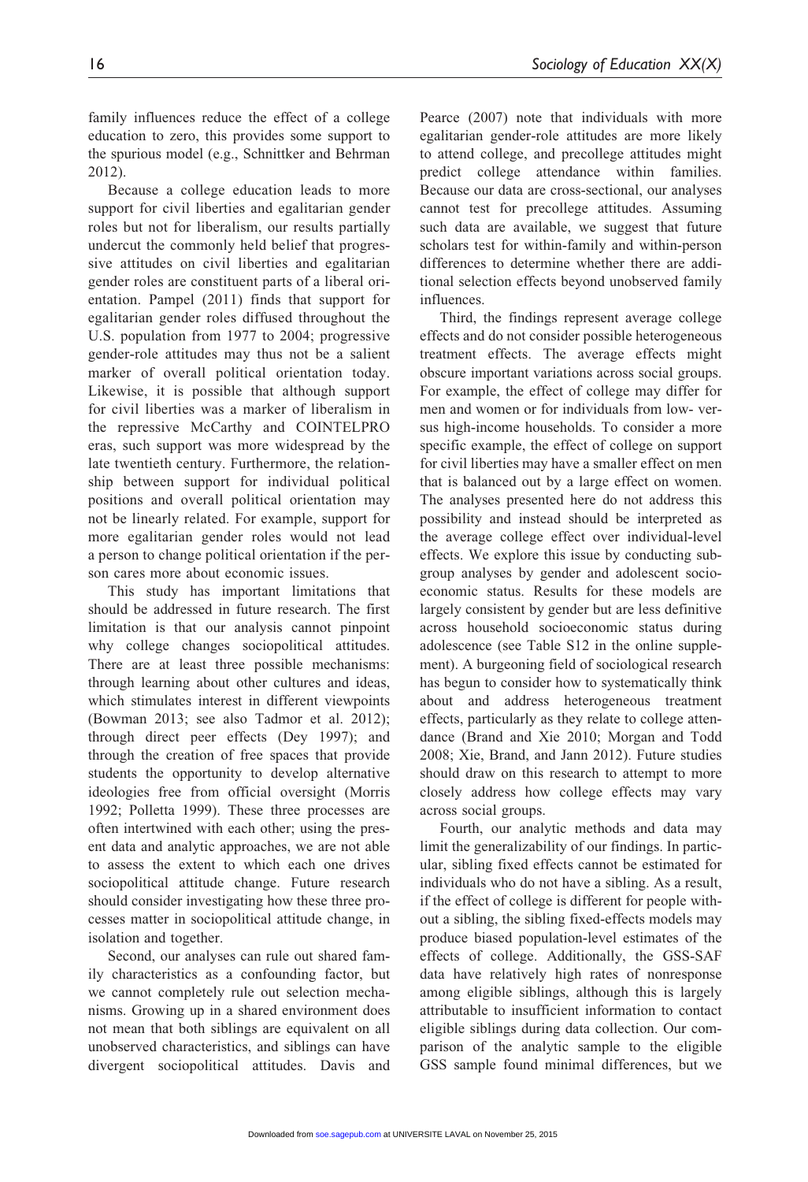family influences reduce the effect of a college education to zero, this provides some support to the spurious model (e.g., Schnittker and Behrman 2012).

Because a college education leads to more support for civil liberties and egalitarian gender roles but not for liberalism, our results partially undercut the commonly held belief that progressive attitudes on civil liberties and egalitarian gender roles are constituent parts of a liberal orientation. Pampel (2011) finds that support for egalitarian gender roles diffused throughout the U.S. population from 1977 to 2004; progressive gender-role attitudes may thus not be a salient marker of overall political orientation today. Likewise, it is possible that although support for civil liberties was a marker of liberalism in the repressive McCarthy and COINTELPRO eras, such support was more widespread by the late twentieth century. Furthermore, the relationship between support for individual political positions and overall political orientation may not be linearly related. For example, support for more egalitarian gender roles would not lead a person to change political orientation if the person cares more about economic issues.

This study has important limitations that should be addressed in future research. The first limitation is that our analysis cannot pinpoint why college changes sociopolitical attitudes. There are at least three possible mechanisms: through learning about other cultures and ideas, which stimulates interest in different viewpoints (Bowman 2013; see also Tadmor et al. 2012); through direct peer effects (Dey 1997); and through the creation of free spaces that provide students the opportunity to develop alternative ideologies free from official oversight (Morris 1992; Polletta 1999). These three processes are often intertwined with each other; using the present data and analytic approaches, we are not able to assess the extent to which each one drives sociopolitical attitude change. Future research should consider investigating how these three processes matter in sociopolitical attitude change, in isolation and together.

Second, our analyses can rule out shared family characteristics as a confounding factor, but we cannot completely rule out selection mechanisms. Growing up in a shared environment does not mean that both siblings are equivalent on all unobserved characteristics, and siblings can have divergent sociopolitical attitudes. Davis and Pearce (2007) note that individuals with more egalitarian gender-role attitudes are more likely to attend college, and precollege attitudes might predict college attendance within families. Because our data are cross-sectional, our analyses cannot test for precollege attitudes. Assuming such data are available, we suggest that future scholars test for within-family and within-person differences to determine whether there are additional selection effects beyond unobserved family influences.

Third, the findings represent average college effects and do not consider possible heterogeneous treatment effects. The average effects might obscure important variations across social groups. For example, the effect of college may differ for men and women or for individuals from low- versus high-income households. To consider a more specific example, the effect of college on support for civil liberties may have a smaller effect on men that is balanced out by a large effect on women. The analyses presented here do not address this possibility and instead should be interpreted as the average college effect over individual-level effects. We explore this issue by conducting subgroup analyses by gender and adolescent socioeconomic status. Results for these models are largely consistent by gender but are less definitive across household socioeconomic status during adolescence (see Table S12 in the online supplement). A burgeoning field of sociological research has begun to consider how to systematically think about and address heterogeneous treatment effects, particularly as they relate to college attendance (Brand and Xie 2010; Morgan and Todd 2008; Xie, Brand, and Jann 2012). Future studies should draw on this research to attempt to more closely address how college effects may vary across social groups.

Fourth, our analytic methods and data may limit the generalizability of our findings. In particular, sibling fixed effects cannot be estimated for individuals who do not have a sibling. As a result, if the effect of college is different for people without a sibling, the sibling fixed-effects models may produce biased population-level estimates of the effects of college. Additionally, the GSS-SAF data have relatively high rates of nonresponse among eligible siblings, although this is largely attributable to insufficient information to contact eligible siblings during data collection. Our comparison of the analytic sample to the eligible GSS sample found minimal differences, but we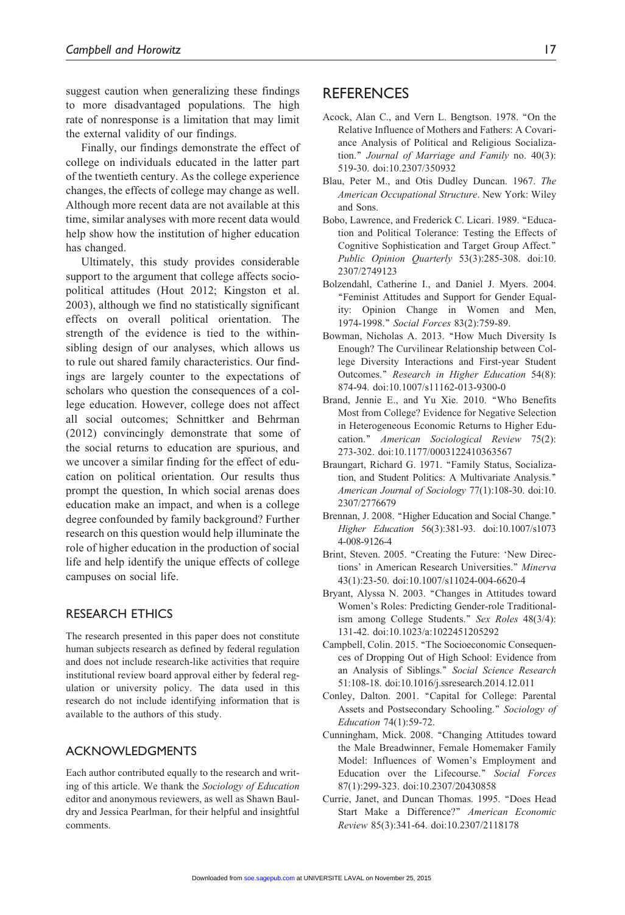suggest caution when generalizing these findings to more disadvantaged populations. The high rate of nonresponse is a limitation that may limit the external validity of our findings.

Finally, our findings demonstrate the effect of college on individuals educated in the latter part of the twentieth century. As the college experience changes, the effects of college may change as well. Although more recent data are not available at this time, similar analyses with more recent data would help show how the institution of higher education has changed.

Ultimately, this study provides considerable support to the argument that college affects sociopolitical attitudes (Hout 2012; Kingston et al. 2003), although we find no statistically significant effects on overall political orientation. The strength of the evidence is tied to the within-sibling design of our analyses, which allows us to rule out shared family characteristics. Our findings are largely counter to the expectations of scholars who question the consequences of a college education. However, college does not affect all social outcomes; Schnittker and Behrman (2012) convincingly demonstrate that some of the social returns to education are spurious, and we uncover a similar finding for the effect of education on political orientation. Our results thus prompt the question, In which social arenas does education make an impact, and when is a college degree confounded by family background? Further research on this question would help illuminate the role of higher education in the production of social life and help identify the unique effects of college campuses on social life.

## RESEARCH ETHICS

The research presented in this paper does not constitute human subjects research as defined by federal regulation and does not include research-like activities that require institutional review board approval either by federal regulation or university policy. The data used in this research do not include identifying information that is available to the authors of this study.

## ACKNOWLEDGMENTS

Each author contributed equally to the research and writing of this article. We thank the *Sociology of Education* editor and anonymous reviewers, as well as Shawn Bauldry and Jessica Pearlman, for their helpful and insightful comments.

## REFERENCES

Acock, Alan C., and Vern L. Bengtson. 1978. "On the Relative Influence of Mothers and Fathers: A Covariance Analysis of Political and Religious Socialization." *Journal of Marriage and Family* no. 40(3): 519-30. doi:10.2307/350932

Blau, Peter M., and Otis Dudley Duncan. 1967. *The American Occupational Structure*. New York: Wiley and Sons.

Bobo, Lawrence, and Frederick C. Licari. 1989. "Education and Political Tolerance: Testing the Effects of Cognitive Sophistication and Target Group Affect." *Public Opinion Quarterly* 53(3):285-308. doi:10.2307/2749123

Bolzendahl, Catherine I., and Daniel J. Myers. 2004. "Feminist Attitudes and Support for Gender Equality: Opinion Change in Women and Men, 1974-1998." *Social Forces* 83(2):759-89.

Bowman, Nicholas A. 2013. "How Much Diversity Is Enough? The Curvilinear Relationship between College Diversity Interactions and First-year Student Outcomes." *Research in Higher Education* 54(8): 874-94. doi:10.1007/s11162-013-9300-0

Brand, Jennie E., and Yu Xie. 2010. "Who Benefits Most from College? Evidence for Negative Selection in Heterogeneous Economic Returns to Higher Education." *American Sociological Review* 75(2): 273-302. doi:10.1177/0003122410363567

Braungart, Richard G. 1971. "Family Status, Socialization, and Student Politics: A Multivariate Analysis." *American Journal of Sociology* 77(1):108-30. doi:10.2307/2776679

Brennan, J. 2008. "Higher Education and Social Change." *Higher Education* 56(3):381-93. doi:10.1007/s10734-008-9126-4

Brint, Steven. 2005. "Creating the Future: 'New Directions' in American Research Universities." *Minerva* 43(1):23-50. doi:10.1007/s11024-004-6620-4

Bryant, Alyssa N. 2003. "Changes in Attitudes toward Women's Roles: Predicting Gender-role Traditionalism among College Students." *Sex Roles* 48(3/4): 131-42. doi:10.1023/a:1022451205292

Campbell, Colin. 2015. "The Socioeconomic Consequences of Dropping Out of High School: Evidence from an Analysis of Siblings." *Social Science Research* 51:108-18. doi:10.1016/j.ssresearch.2014.12.011

Conley, Dalton. 2001. "Capital for College: Parental Assets and Postsecondary Schooling." *Sociology of Education* 74(1):59-72.

Cunningham, Mick. 2008. "Changing Attitudes toward the Male Breadwinner, Female Homemaker Family Model: Influences of Women's Employment and Education over the Lifecourse." *Social Forces* 87(1):299-323. doi:10.2307/20430858

Currie, Janet, and Duncan Thomas. 1995. "Does Head Start Make a Difference?" *American Economic Review* 85(3):341-64. doi:10.2307/2118178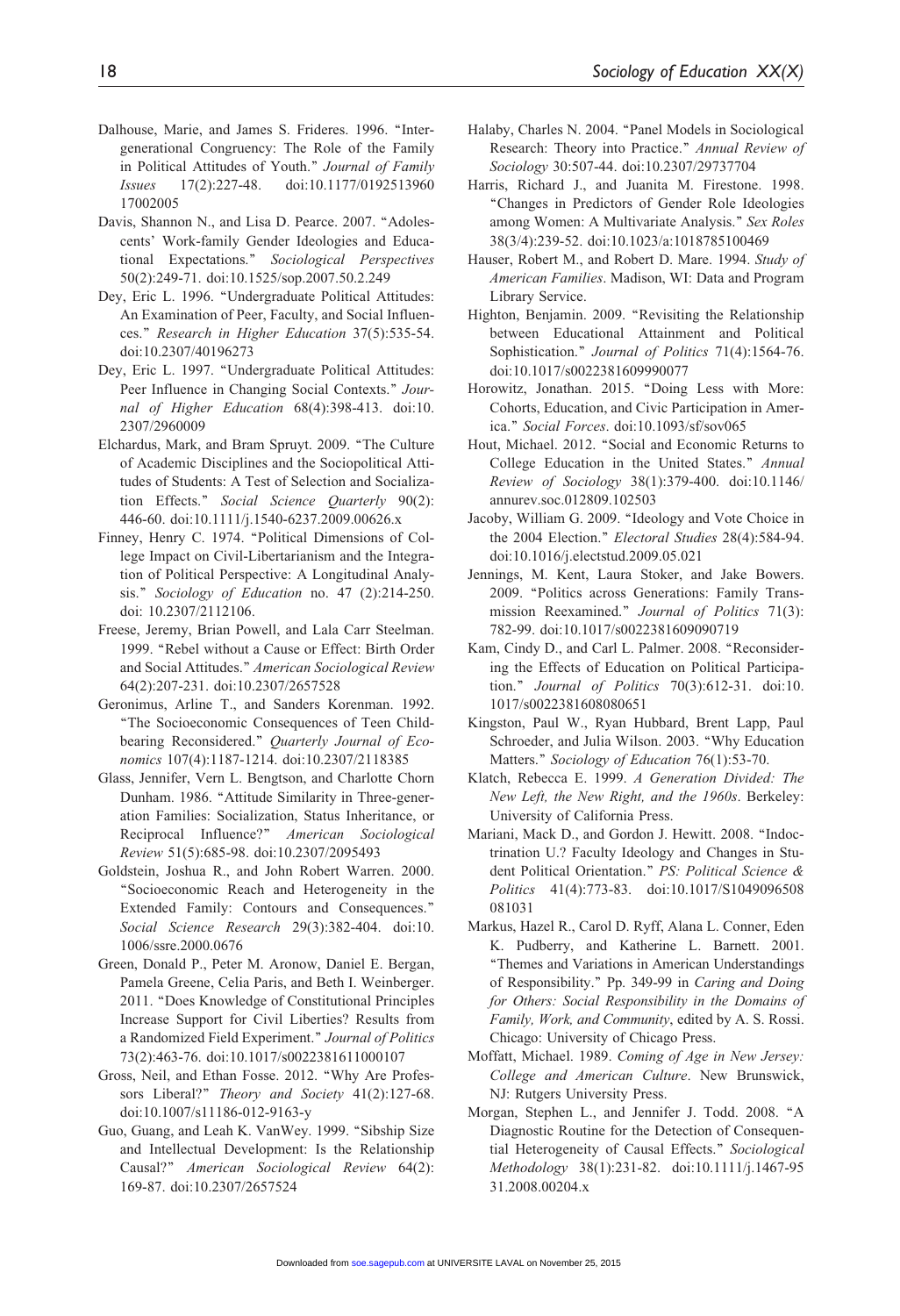Dalhouse, Marie, and James S. Frideres. 1996. "Intergenerational Congruency: The Role of the Family in Political Attitudes of Youth." *Journal of Family Issues* 17(2):227-48. doi:10.1177/0192513960 17002005

Davis, Shannon N., and Lisa D. Pearce. 2007. "Adolescents' Work-family Gender Ideologies and Educational Expectations." *Sociological Perspectives* 50(2):249-71. doi:10.1525/sop.2007.50.2.249

Dey, Eric L. 1996. "Undergraduate Political Attitudes: An Examination of Peer, Faculty, and Social Influences." *Research in Higher Education* 37(5):535-54. doi:10.2307/40196273

Dey, Eric L. 1997. "Undergraduate Political Attitudes: Peer Influence in Changing Social Contexts." *Journal of Higher Education* 68(4):398-413. doi:10. 2307/2960009

Elchardus, Mark, and Bram Spruyt. 2009. "The Culture of Academic Disciplines and the Sociopolitical Attitudes of Students: A Test of Selection and Socialization Effects." *Social Science Quarterly* 90(2): 446-60. doi:10.1111/j.1540-6237.2009.00626.x

Finney, Henry C. 1974. "Political Dimensions of College Impact on Civil-Libertarianism and the Integration of Political Perspective: A Longitudinal Analysis." *Sociology of Education* no. 47 (2):214-250. doi: 10.2307/2112106.

Freese, Jeremy, Brian Powell, and Lala Carr Steelman. 1999. "Rebel without a Cause or Effect: Birth Order and Social Attitudes." *American Sociological Review* 64(2):207-231. doi:10.2307/2657528

Geronimus, Arline T., and Sanders Korenman. 1992. "The Socioeconomic Consequences of Teen Childbearing Reconsidered." *Quarterly Journal of Economics* 107(4):1187-1214. doi:10.2307/2118385

Glass, Jennifer, Vern L. Bengtson, and Charlotte Chorn Dunham. 1986. "Attitude Similarity in Three-generation Families: Socialization, Status Inheritance, or Reciprocal Influence?" *American Sociological Review* 51(5):685-98. doi:10.2307/2095493

Goldstein, Joshua R., and John Robert Warren. 2000. "Socioeconomic Reach and Heterogeneity in the Extended Family: Contours and Consequences." *Social Science Research* 29(3):382-404. doi:10. 1006/ssre.2000.0676

Green, Donald P., Peter M. Aronow, Daniel E. Bergan, Pamela Greene, Celia Paris, and Beth I. Weinberger. 2011. "Does Knowledge of Constitutional Principles Increase Support for Civil Liberties? Results from a Randomized Field Experiment." *Journal of Politics* 73(2):463-76. doi:10.1017/s0022381611000107

Gross, Neil, and Ethan Fosse. 2012. "Why Are Professors Liberal?" *Theory and Society* 41(2):127-68. doi:10.1007/s11186-012-9163-y

Guo, Guang, and Leah K. VanWey. 1999. "Sibship Size and Intellectual Development: Is the Relationship Causal?" *American Sociological Review* 64(2): 169-87. doi:10.2307/2657524

Halaby, Charles N. 2004. "Panel Models in Sociological Research: Theory into Practice." *Annual Review of Sociology* 30:507-44. doi:10.2307/29737704

Harris, Richard J., and Juanita M. Firestone. 1998. "Changes in Predictors of Gender Role Ideologies among Women: A Multivariate Analysis." *Sex Roles* 38(3/4):239-52. doi:10.1023/a:1018785100469

Hauser, Robert M., and Robert D. Mare. 1994. *Study of American Families*. Madison, WI: Data and Program Library Service.

Highton, Benjamin. 2009. "Revisiting the Relationship between Educational Attainment and Political Sophistication." *Journal of Politics* 71(4):1564-76. doi:10.1017/s0022381609990077

Horowitz, Jonathan. 2015. "Doing Less with More: Cohorts, Education, and Civic Participation in America." *Social Forces*. doi:10.1093/sf/sov065

Hout, Michael. 2012. "Social and Economic Returns to College Education in the United States." *Annual Review of Sociology* 38(1):379-400. doi:10.1146/ annurev.soc.012809.102503

Jacoby, William G. 2009. "Ideology and Vote Choice in the 2004 Election." *Electoral Studies* 28(4):584-94. doi:10.1016/j.electstud.2009.05.021

Jennings, M. Kent, Laura Stoker, and Jake Bowers. 2009. "Politics across Generations: Family Transmission Reexamined." *Journal of Politics* 71(3): 782-99. doi:10.1017/s0022381609090719

Kam, Cindy D., and Carl L. Palmer. 2008. "Reconsidering the Effects of Education on Political Participation." *Journal of Politics* 70(3):612-31. doi:10. 1017/s0022381608080651

Kingston, Paul W., Ryan Hubbard, Brent Lapp, Paul Schroeder, and Julia Wilson. 2003. "Why Education Matters." *Sociology of Education* 76(1):53-70.

Klatch, Rebecca E. 1999. *A Generation Divided: The New Left, the New Right, and the 1960s*. Berkeley: University of California Press.

Mariani, Mack D., and Gordon J. Hewitt. 2008. "Indoctrination U.? Faculty Ideology and Changes in Student Political Orientation." *PS: Political Science & Politics* 41(4):773-83. doi:10.1017/S1049096508 081031

Markus, Hazel R., Carol D. Ryff, Alana L. Conner, Eden K. Pudberry, and Katherine L. Barnett. 2001. "Themes and Variations in American Understandings of Responsibility." Pp. 349-99 in *Caring and Doing for Others: Social Responsibility in the Domains of Family, Work, and Community*, edited by A. S. Rossi. Chicago: University of Chicago Press.

Moffatt, Michael. 1989. *Coming of Age in New Jersey: College and American Culture*. New Brunswick, NJ: Rutgers University Press.

Morgan, Stephen L., and Jennifer J. Todd. 2008. "A Diagnostic Routine for the Detection of Consequential Heterogeneity of Causal Effects." *Sociological Methodology* 38(1):231-82. doi:10.1111/j.1467-95 31.2008.00204.x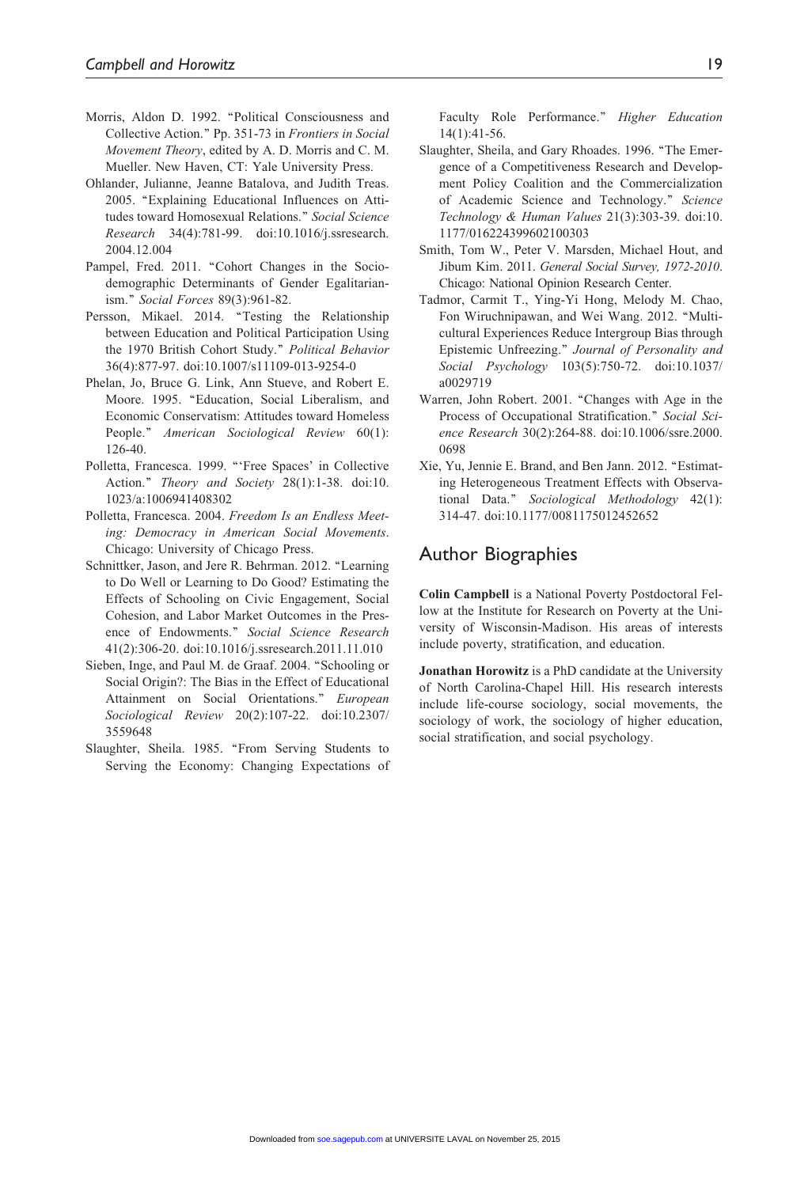Morris, Aldon D. 1992. "Political Consciousness and Collective Action." Pp. 351-73 in *Frontiers in Social Movement Theory*, edited by A. D. Morris and C. M. Mueller. New Haven, CT: Yale University Press.

Ohlander, Julianne, Jeanne Batalova, and Judith Treas. 2005. "Explaining Educational Influences on Attitudes toward Homosexual Relations." *Social Science Research* 34(4):781-99. doi:10.1016/j.ssresearch.2004.12.004

Pampel, Fred. 2011. "Cohort Changes in the Sociodemographic Determinants of Gender Egalitarianism." *Social Forces* 89(3):961-82.

Persson, Mikael. 2014. "Testing the Relationship between Education and Political Participation Using the 1970 British Cohort Study." *Political Behavior* 36(4):877-97. doi:10.1007/s11109-013-9254-0

Phelan, Jo, Bruce G. Link, Ann Stueve, and Robert E. Moore. 1995. "Education, Social Liberalism, and Economic Conservatism: Attitudes toward Homeless People." *American Sociological Review* 60(1): 126-40.

Polletta, Francesca. 1999. "'Free Spaces' in Collective Action." *Theory and Society* 28(1):1-38. doi:10.1023/a:1006941408302

Polletta, Francesca. 2004. *Freedom Is an Endless Meeting: Democracy in American Social Movements*. Chicago: University of Chicago Press.

Schnittker, Jason, and Jere R. Behrman. 2012. "Learning to Do Well or Learning to Do Good? Estimating the Effects of Schooling on Civic Engagement, Social Cohesion, and Labor Market Outcomes in the Presence of Endowments." *Social Science Research* 41(2):306-20. doi:10.1016/j.ssresearch.2011.11.010

Sieben, Inge, and Paul M. de Graaf. 2004. "Schooling or Social Origin?: The Bias in the Effect of Educational Attainment on Social Orientations." *European Sociological Review* 20(2):107-22. doi:10.2307/3559648

Slaughter, Sheila. 1985. "From Serving Students to Serving the Economy: Changing Expectations of Faculty Role Performance." *Higher Education* 14(1):41-56.

Slaughter, Sheila, and Gary Rhoades. 1996. "The Emergence of a Competitiveness Research and Development Policy Coalition and the Commercialization of Academic Science and Technology." *Science Technology & Human Values* 21(3):303-39. doi:10.1177/016224399602100303

Smith, Tom W., Peter V. Marsden, Michael Hout, and Jibum Kim. 2011. *General Social Survey, 1972-2010*. Chicago: National Opinion Research Center.

Tadmor, Carmit T., Ying-Yi Hong, Melody M. Chao, Fon Wiruchnipawan, and Wei Wang. 2012. "Multicultural Experiences Reduce Intergroup Bias through Epistemic Unfreezing." *Journal of Personality and Social Psychology* 103(5):750-72. doi:10.1037/a0029719

Warren, John Robert. 2001. "Changes with Age in the Process of Occupational Stratification." *Social Science Research* 30(2):264-88. doi:10.1006/ssre.2000.0698

Xie, Yu, Jennie E. Brand, and Ben Jann. 2012. "Estimating Heterogeneous Treatment Effects with Observational Data." *Sociological Methodology* 42(1): 314-47. doi:10.1177/0081175012452652

## Author Biographies

**Colin Campbell** is a National Poverty Postdoctoral Fellow at the Institute for Research on Poverty at the University of Wisconsin-Madison. His areas of interests include poverty, stratification, and education.

**Jonathan Horowitz** is a PhD candidate at the University of North Carolina-Chapel Hill. His research interests include life-course sociology, social movements, the sociology of work, the sociology of higher education, social stratification, and social psychology.